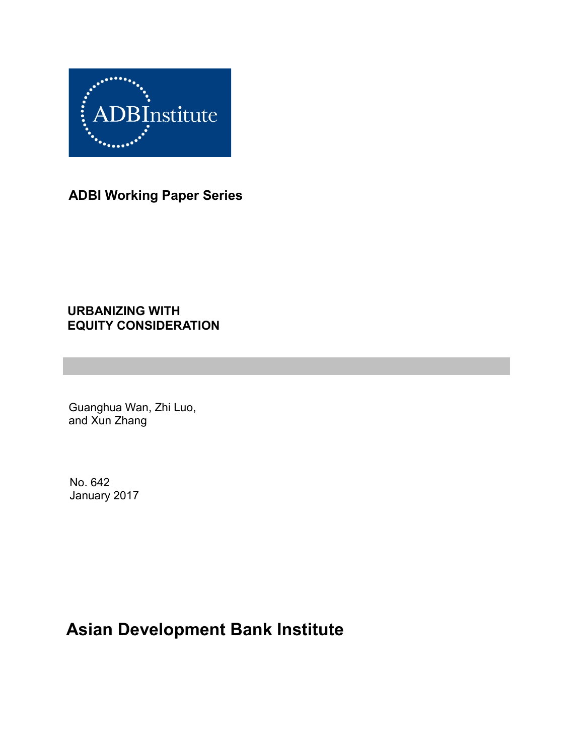ADBInstitute

**ADBI Working Paper Series**

# URBANIZING WITH EQUITY CONSIDERATION

Guanghua Wan, Zhi Luo, and Xun Zhang

No. 642
January 2017

**Asian Development Bank Institute**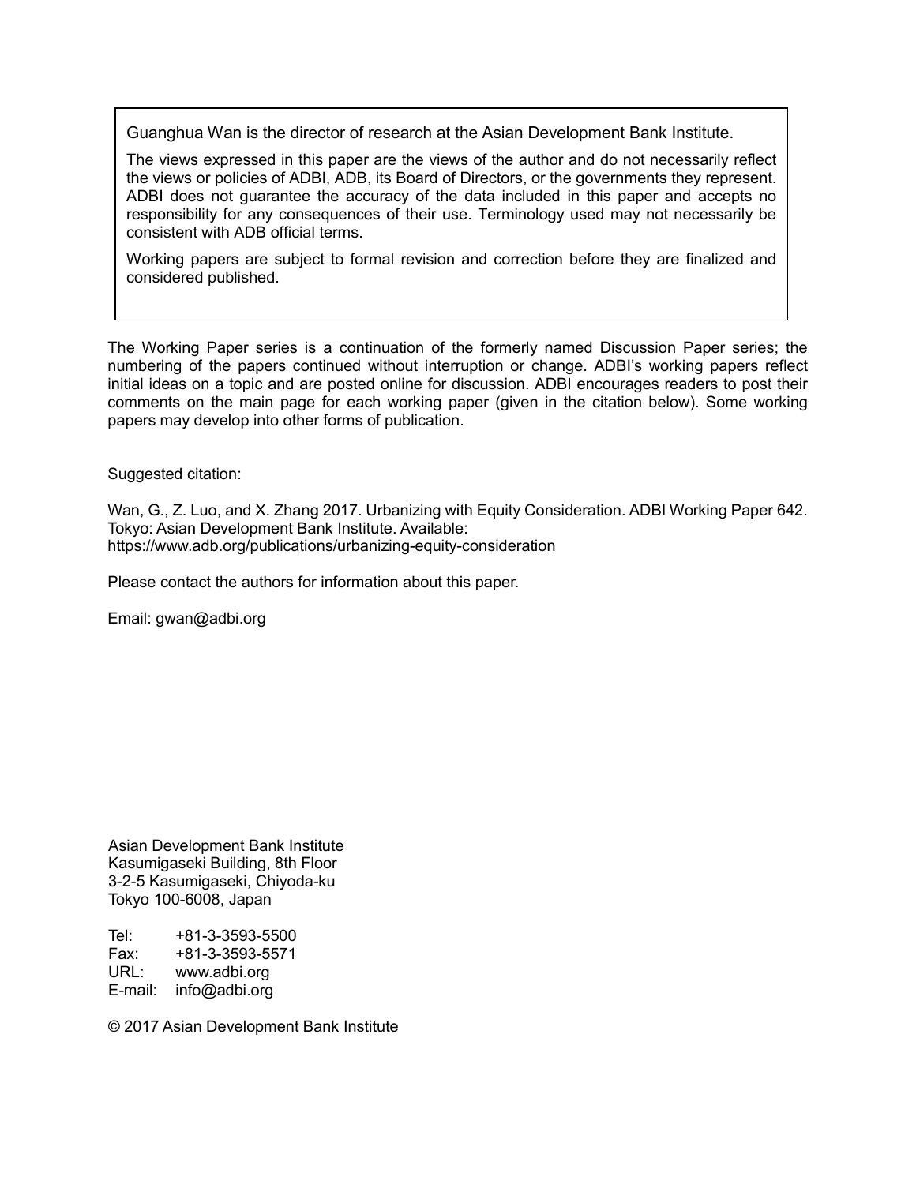Guanghua Wan is the director of research at the Asian Development Bank Institute.

The views expressed in this paper are the views of the author and do not necessarily reflect the views or policies of ADBI, ADB, its Board of Directors, or the governments they represent. ADBI does not guarantee the accuracy of the data included in this paper and accepts no responsibility for any consequences of their use. Terminology used may not necessarily be consistent with ADB official terms.

Working papers are subject to formal revision and correction before they are finalized and considered published.

The Working Paper series is a continuation of the formerly named Discussion Paper series; the numbering of the papers continued without interruption or change. ADBI's working papers reflect initial ideas on a topic and are posted online for discussion. ADBI encourages readers to post their comments on the main page for each working paper (given in the citation below). Some working papers may develop into other forms of publication.

Suggested citation:

Wan, G., Z. Luo, and X. Zhang 2017. Urbanizing with Equity Consideration. ADBI Working Paper 642. Tokyo: Asian Development Bank Institute. Available: https://www.adb.org/publications/urbanizing-equity-consideration

Please contact the authors for information about this paper.

Email: gwan@adbi.org

Asian Development Bank Institute
Kasumigaseki Building, 8th Floor
3-2-5 Kasumigaseki, Chiyoda-ku
Tokyo 100-6008, Japan

Tel: +81-3-3593-5500
Fax: +81-3-3593-5571
URL: www.adbi.org
E-mail: info@adbi.org

© 2017 Asian Development Bank Institute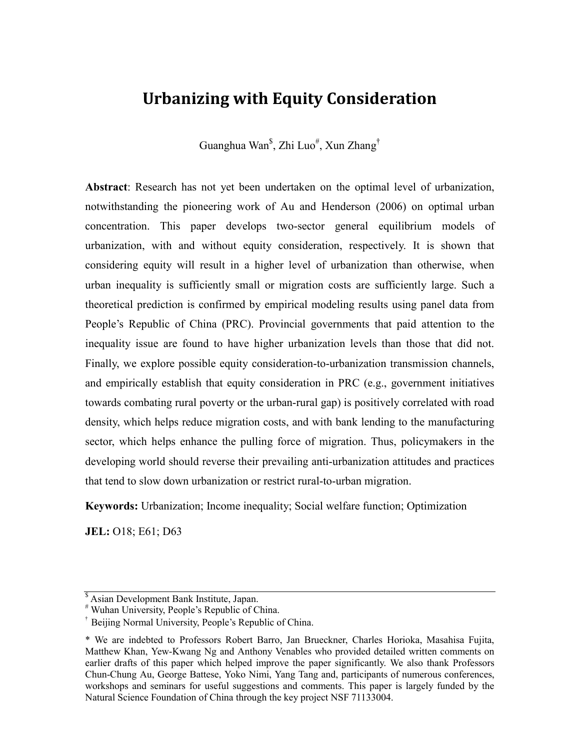# Urbanizing with Equity Consideration

Guanghua Wan[$], Zhi Luo[#], Xun Zhang[†]

**Abstract**: Research has not yet been undertaken on the optimal level of urbanization, notwithstanding the pioneering work of Au and Henderson (2006) on optimal urban concentration. This paper develops two-sector general equilibrium models of urbanization, with and without equity consideration, respectively. It is shown that considering equity will result in a higher level of urbanization than otherwise, when urban inequality is sufficiently small or migration costs are sufficiently large. Such a theoretical prediction is confirmed by empirical modeling results using panel data from People's Republic of China (PRC). Provincial governments that paid attention to the inequality issue are found to have higher urbanization levels than those that did not. Finally, we explore possible equity consideration-to-urbanization transmission channels, and empirically establish that equity consideration in PRC (e.g., government initiatives towards combating rural poverty or the urban-rural gap) is positively correlated with road density, which helps reduce migration costs, and with bank lending to the manufacturing sector, which helps enhance the pulling force of migration. Thus, policymakers in the developing world should reverse their prevailing anti-urbanization attitudes and practices that tend to slow down urbanization or restrict rural-to-urban migration.

**Keywords:** Urbanization; Income inequality; Social welfare function; Optimization

**JEL:** O18; E61; D63

---

[$] Asian Development Bank Institute, Japan.

[#] Wuhan University, People's Republic of China.

[†] Beijing Normal University, People's Republic of China.

\* We are indebted to Professors Robert Barro, Jan Brueckner, Charles Horioka, Masahisa Fujita, Matthew Khan, Yew-Kwang Ng and Anthony Venables who provided detailed written comments on earlier drafts of this paper which helped improve the paper significantly. We also thank Professors Chun-Chung Au, George Battese, Yoko Nimi, Yang Tang and, participants of numerous conferences, workshops and seminars for useful suggestions and comments. This paper is largely funded by the Natural Science Foundation of China through the key project NSF 71133004.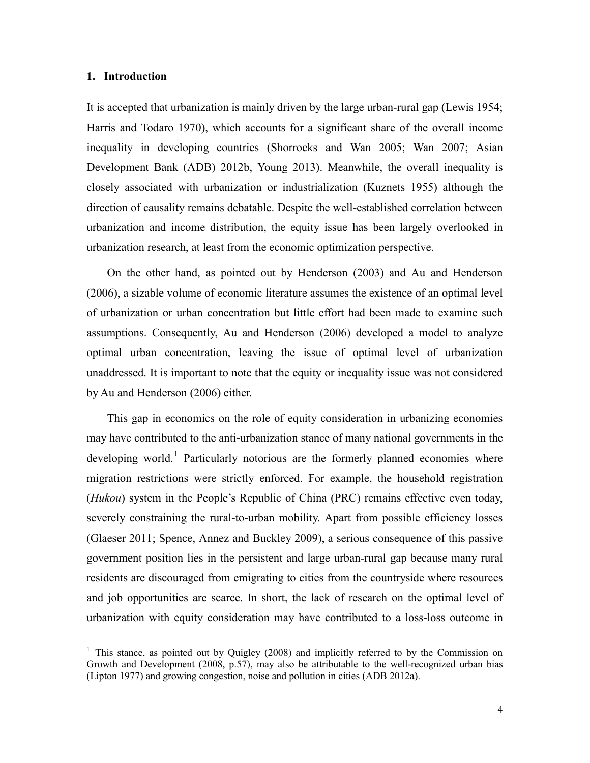## 1. Introduction

It is accepted that urbanization is mainly driven by the large urban-rural gap (Lewis 1954; Harris and Todaro 1970), which accounts for a significant share of the overall income inequality in developing countries (Shorrocks and Wan 2005; Wan 2007; Asian Development Bank (ADB) 2012b, Young 2013). Meanwhile, the overall inequality is closely associated with urbanization or industrialization (Kuznets 1955) although the direction of causality remains debatable. Despite the well-established correlation between urbanization and income distribution, the equity issue has been largely overlooked in urbanization research, at least from the economic optimization perspective.

On the other hand, as pointed out by Henderson (2003) and Au and Henderson (2006), a sizable volume of economic literature assumes the existence of an optimal level of urbanization or urban concentration but little effort had been made to examine such assumptions. Consequently, Au and Henderson (2006) developed a model to analyze optimal urban concentration, leaving the issue of optimal level of urbanization unaddressed. It is important to note that the equity or inequality issue was not considered by Au and Henderson (2006) either.

This gap in economics on the role of equity consideration in urbanizing economies may have contributed to the anti-urbanization stance of many national governments in the developing world.[1] Particularly notorious are the formerly planned economies where migration restrictions were strictly enforced. For example, the household registration (*Hukou*) system in the People's Republic of China (PRC) remains effective even today, severely constraining the rural-to-urban mobility. Apart from possible efficiency losses (Glaeser 2011; Spence, Annez and Buckley 2009), a serious consequence of this passive government position lies in the persistent and large urban-rural gap because many rural residents are discouraged from emigrating to cities from the countryside where resources and job opportunities are scarce. In short, the lack of research on the optimal level of urbanization with equity consideration may have contributed to a loss-loss outcome in

[1] This stance, as pointed out by Quigley (2008) and implicitly referred to by the Commission on Growth and Development (2008, p.57), may also be attributable to the well-recognized urban bias (Lipton 1977) and growing congestion, noise and pollution in cities (ADB 2012a).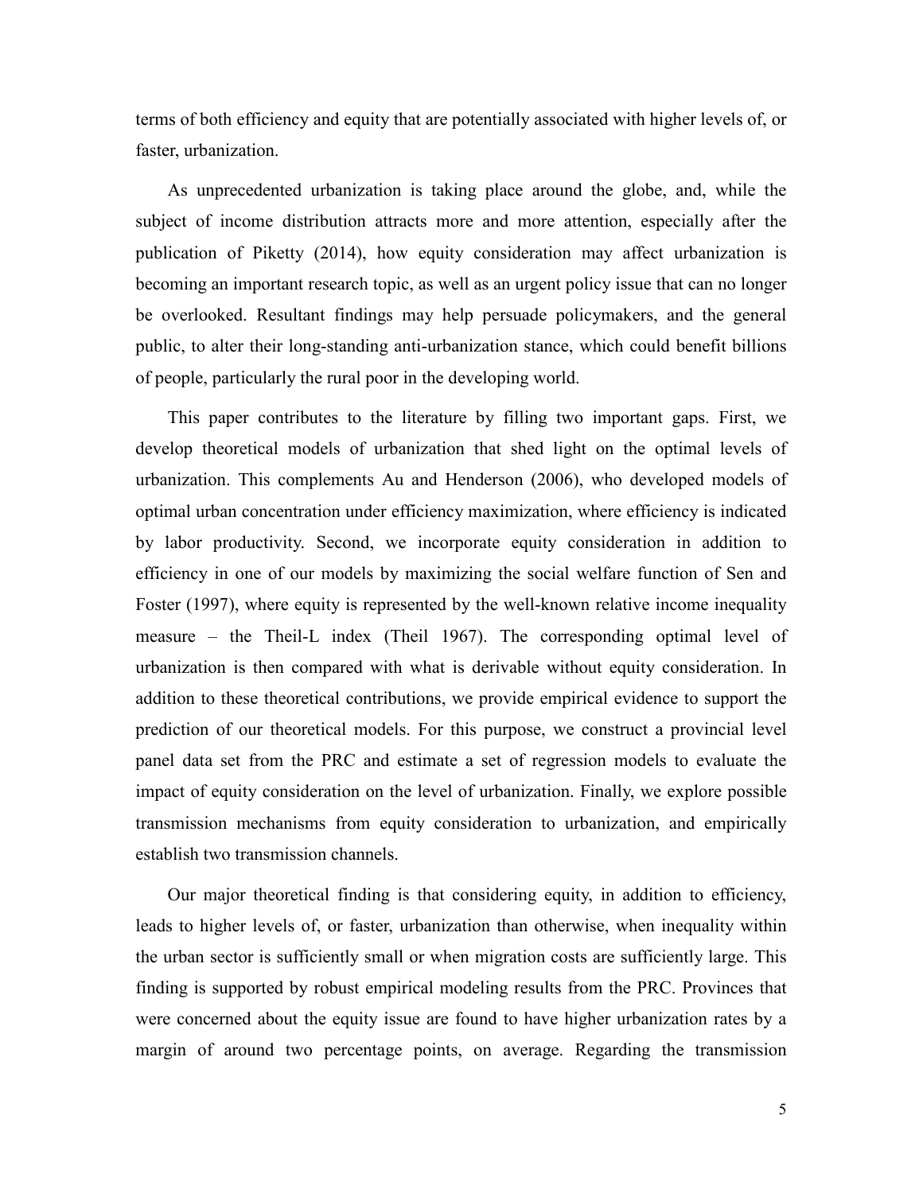terms of both efficiency and equity that are potentially associated with higher levels of, or faster, urbanization.

As unprecedented urbanization is taking place around the globe, and, while the subject of income distribution attracts more and more attention, especially after the publication of Piketty (2014), how equity consideration may affect urbanization is becoming an important research topic, as well as an urgent policy issue that can no longer be overlooked. Resultant findings may help persuade policymakers, and the general public, to alter their long-standing anti-urbanization stance, which could benefit billions of people, particularly the rural poor in the developing world.

This paper contributes to the literature by filling two important gaps. First, we develop theoretical models of urbanization that shed light on the optimal levels of urbanization. This complements Au and Henderson (2006), who developed models of optimal urban concentration under efficiency maximization, where efficiency is indicated by labor productivity. Second, we incorporate equity consideration in addition to efficiency in one of our models by maximizing the social welfare function of Sen and Foster (1997), where equity is represented by the well-known relative income inequality measure – the Theil-L index (Theil 1967). The corresponding optimal level of urbanization is then compared with what is derivable without equity consideration. In addition to these theoretical contributions, we provide empirical evidence to support the prediction of our theoretical models. For this purpose, we construct a provincial level panel data set from the PRC and estimate a set of regression models to evaluate the impact of equity consideration on the level of urbanization. Finally, we explore possible transmission mechanisms from equity consideration to urbanization, and empirically establish two transmission channels.

Our major theoretical finding is that considering equity, in addition to efficiency, leads to higher levels of, or faster, urbanization than otherwise, when inequality within the urban sector is sufficiently small or when migration costs are sufficiently large. This finding is supported by robust empirical modeling results from the PRC. Provinces that were concerned about the equity issue are found to have higher urbanization rates by a margin of around two percentage points, on average. Regarding the transmission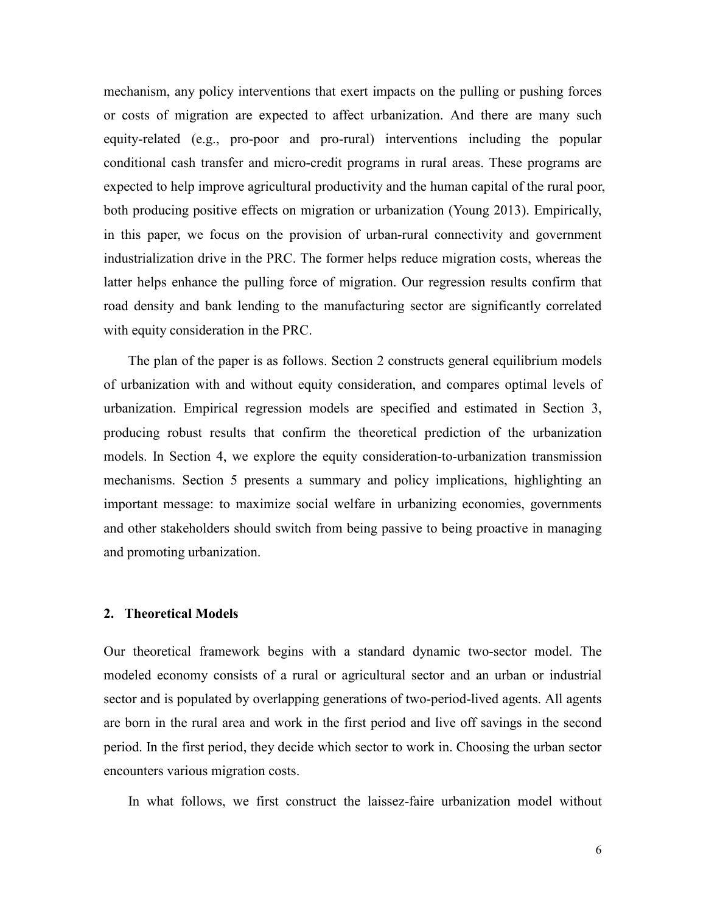mechanism, any policy interventions that exert impacts on the pulling or pushing forces or costs of migration are expected to affect urbanization. And there are many such equity-related (e.g., pro-poor and pro-rural) interventions including the popular conditional cash transfer and micro-credit programs in rural areas. These programs are expected to help improve agricultural productivity and the human capital of the rural poor, both producing positive effects on migration or urbanization (Young 2013). Empirically, in this paper, we focus on the provision of urban-rural connectivity and government industrialization drive in the PRC. The former helps reduce migration costs, whereas the latter helps enhance the pulling force of migration. Our regression results confirm that road density and bank lending to the manufacturing sector are significantly correlated with equity consideration in the PRC.

The plan of the paper is as follows. Section 2 constructs general equilibrium models of urbanization with and without equity consideration, and compares optimal levels of urbanization. Empirical regression models are specified and estimated in Section 3, producing robust results that confirm the theoretical prediction of the urbanization models. In Section 4, we explore the equity consideration-to-urbanization transmission mechanisms. Section 5 presents a summary and policy implications, highlighting an important message: to maximize social welfare in urbanizing economies, governments and other stakeholders should switch from being passive to being proactive in managing and promoting urbanization.

## 2. Theoretical Models

Our theoretical framework begins with a standard dynamic two-sector model. The modeled economy consists of a rural or agricultural sector and an urban or industrial sector and is populated by overlapping generations of two-period-lived agents. All agents are born in the rural area and work in the first period and live off savings in the second period. In the first period, they decide which sector to work in. Choosing the urban sector encounters various migration costs.

In what follows, we first construct the laissez-faire urbanization model without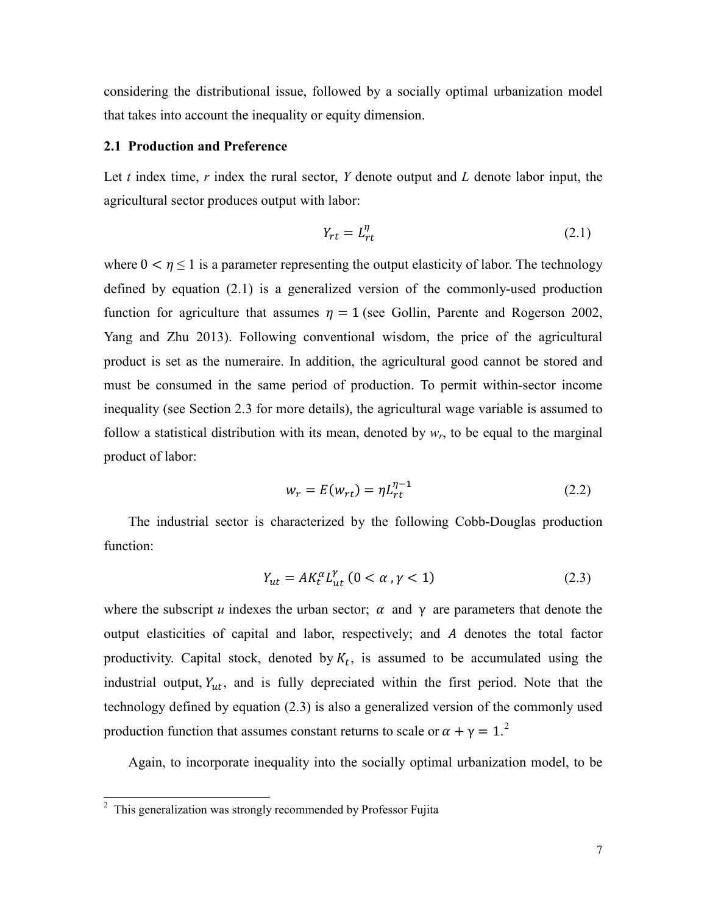considering the distributional issue, followed by a socially optimal urbanization model that takes into account the inequality or equity dimension.

### 2.1 Production and Preference

Let *t* index time, *r* index the rural sector, *Y* denote output and *L* denote labor input, the agricultural sector produces output with labor:

$$Y_{rt} = L_{rt}^{\eta} \tag{2.1}$$

where $0 < \eta \leq 1$ is a parameter representing the output elasticity of labor. The technology defined by equation (2.1) is a generalized version of the commonly-used production function for agriculture that assumes $\eta = 1$ (see Gollin, Parente and Rogerson 2002, Yang and Zhu 2013). Following conventional wisdom, the price of the agricultural product is set as the numeraire. In addition, the agricultural good cannot be stored and must be consumed in the same period of production. To permit within-sector income inequality (see Section 2.3 for more details), the agricultural wage variable is assumed to follow a statistical distribution with its mean, denoted by $w_r$, to be equal to the marginal product of labor:

$$w_r = E(w_{rt}) = \eta L_{rt}^{\eta-1} \tag{2.2}$$

The industrial sector is characterized by the following Cobb-Douglas production function:

$$Y_{ut} = AK_t^{\alpha} L_{ut}^{\gamma} \; (0 < \alpha, \gamma < 1) \tag{2.3}$$

where the subscript *u* indexes the urban sector; $\alpha$ and $\gamma$ are parameters that denote the output elasticities of capital and labor, respectively; and $A$ denotes the total factor productivity. Capital stock, denoted by $K_t$, is assumed to be accumulated using the industrial output, $Y_{ut}$, and is fully depreciated within the first period. Note that the technology defined by equation (2.3) is also a generalized version of the commonly used production function that assumes constant returns to scale or $\alpha + \gamma = 1$.[2]

Again, to incorporate inequality into the socially optimal urbanization model, to be

[2] This generalization was strongly recommended by Professor Fujita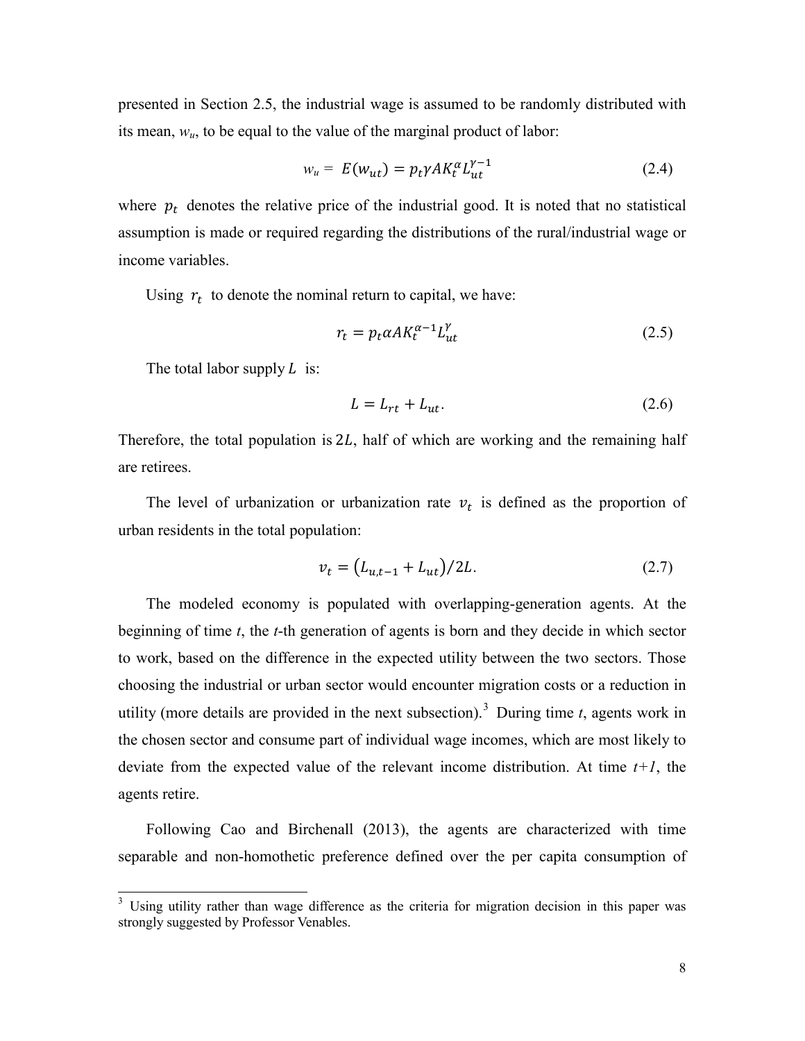presented in Section 2.5, the industrial wage is assumed to be randomly distributed with its mean, $w_u$, to be equal to the value of the marginal product of labor:

$$w_u = E(w_{ut}) = p_t \gamma A K_t^{\alpha} L_{ut}^{\gamma-1} \tag{2.4}$$

where $p_t$ denotes the relative price of the industrial good. It is noted that no statistical assumption is made or required regarding the distributions of the rural/industrial wage or income variables.

Using $r_t$ to denote the nominal return to capital, we have:

$$r_t = p_t \alpha A K_t^{\alpha-1} L_{ut}^{\gamma} \tag{2.5}$$

The total labor supply $L$ is:

$$L = L_{rt} + L_{ut}. \tag{2.6}$$

Therefore, the total population is $2L$, half of which are working and the remaining half are retirees.

The level of urbanization or urbanization rate $v_t$ is defined as the proportion of urban residents in the total population:

$$v_t = \left(L_{u,t-1} + L_{ut}\right)/2L. \tag{2.7}$$

The modeled economy is populated with overlapping-generation agents. At the beginning of time *t*, the *t*-th generation of agents is born and they decide in which sector to work, based on the difference in the expected utility between the two sectors. Those choosing the industrial or urban sector would encounter migration costs or a reduction in utility (more details are provided in the next subsection).[3] During time *t*, agents work in the chosen sector and consume part of individual wage incomes, which are most likely to deviate from the expected value of the relevant income distribution. At time *t+1*, the agents retire.

Following Cao and Birchenall (2013), the agents are characterized with time separable and non-homothetic preference defined over the per capita consumption of

[3] Using utility rather than wage difference as the criteria for migration decision in this paper was strongly suggested by Professor Venables.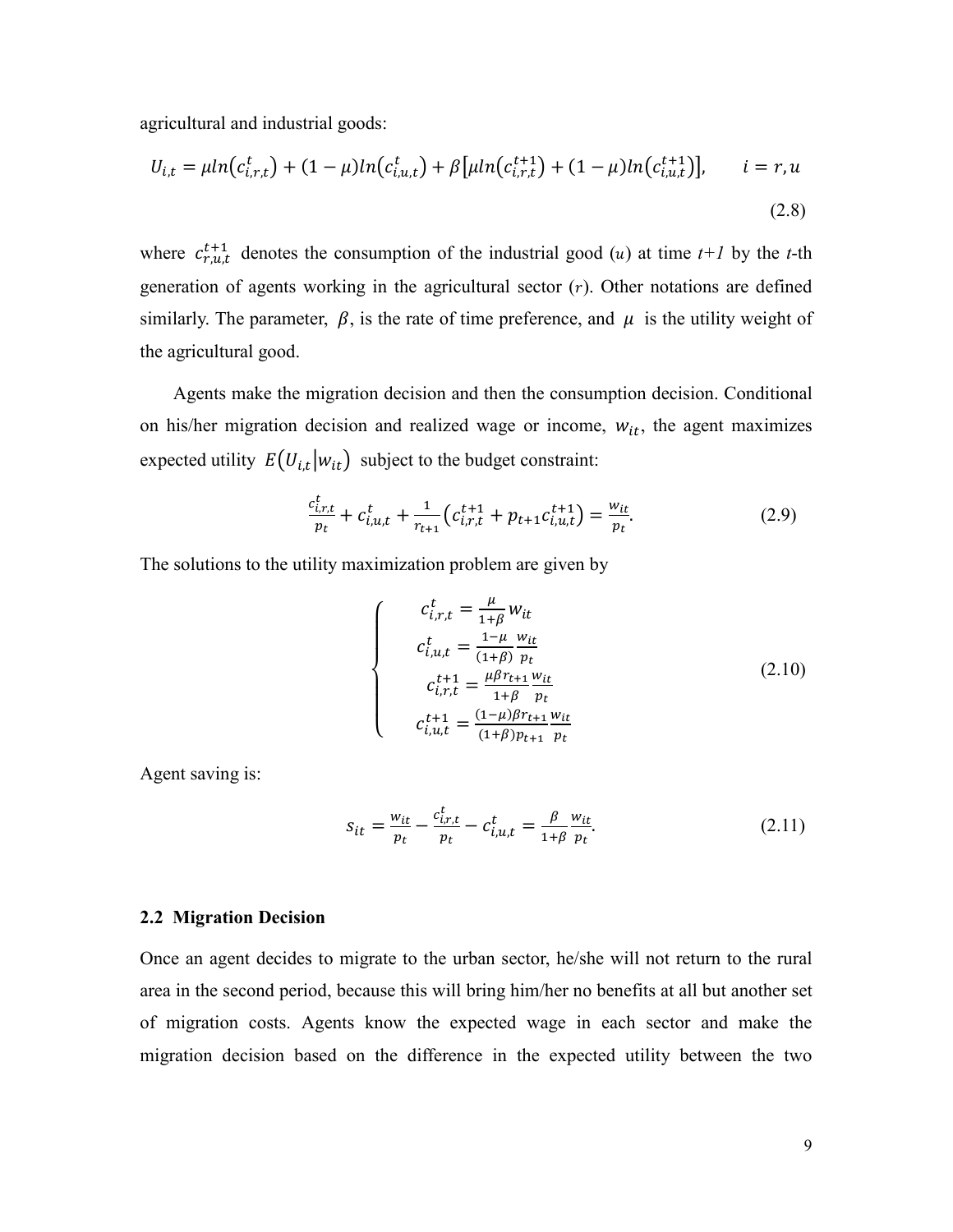agricultural and industrial goods:

$$U_{i,t} = \mu ln\left(c_{i,r,t}^{t}\right) + (1-\mu) ln\left(c_{i,u,t}^{t}\right) + \beta\left[\mu ln\left(c_{i,r,t}^{t+1}\right) + (1-\mu) ln\left(c_{i,u,t}^{t+1}\right)\right], \qquad i = r, u \tag{2.8}$$

where $c_{r,u,t}^{t+1}$ denotes the consumption of the industrial good ($u$) at time $t+1$ by the $t$-th generation of agents working in the agricultural sector ($r$). Other notations are defined similarly. The parameter, $\beta$, is the rate of time preference, and $\mu$ is the utility weight of the agricultural good.

Agents make the migration decision and then the consumption decision. Conditional on his/her migration decision and realized wage or income, $w_{it}$, the agent maximizes expected utility $E\left(U_{i,t} \middle| w_{it}\right)$ subject to the budget constraint:

$$\frac{c_{i,r,t}^{t}}{p_t} + c_{i,u,t}^{t} + \frac{1}{r_{t+1}}\left(c_{i,r,t}^{t+1} + p_{t+1} c_{i,u,t}^{t+1}\right) = \frac{w_{it}}{p_t}. \tag{2.9}$$

The solutions to the utility maximization problem are given by

$$\begin{cases} c_{i,r,t}^{t} = \frac{\mu}{1+\beta} w_{it} \\ c_{i,u,t}^{t} = \frac{1-\mu}{(1+\beta)} \frac{w_{it}}{p_t} \\ c_{i,r,t}^{t+1} = \frac{\mu \beta r_{t+1}}{1+\beta} \frac{w_{it}}{p_t} \\ c_{i,u,t}^{t+1} = \frac{(1-\mu)\beta r_{t+1}}{(1+\beta) p_{t+1}} \frac{w_{it}}{p_t} \end{cases} \tag{2.10}$$

Agent saving is:

$$s_{it} = \frac{w_{it}}{p_t} - \frac{c_{i,r,t}^{t}}{p_t} - c_{i,u,t}^{t} = \frac{\beta}{1+\beta} \frac{w_{it}}{p_t}. \tag{2.11}$$

## 2.2 Migration Decision

Once an agent decides to migrate to the urban sector, he/she will not return to the rural area in the second period, because this will bring him/her no benefits at all but another set of migration costs. Agents know the expected wage in each sector and make the migration decision based on the difference in the expected utility between the two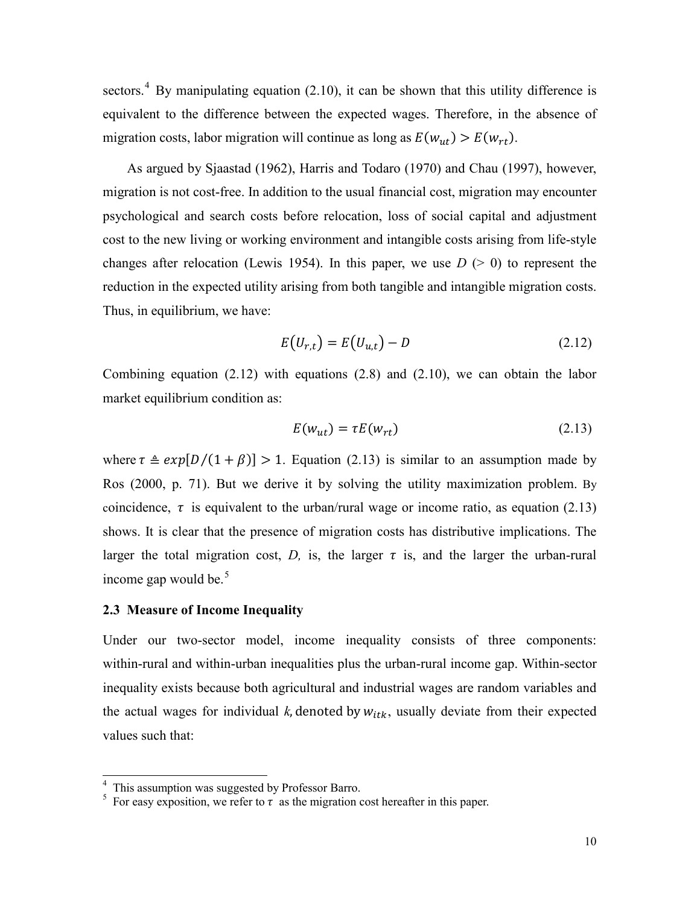sectors.[4] By manipulating equation (2.10), it can be shown that this utility difference is equivalent to the difference between the expected wages. Therefore, in the absence of migration costs, labor migration will continue as long as $E(w_{ut}) > E(w_{rt})$.

As argued by Sjaastad (1962), Harris and Todaro (1970) and Chau (1997), however, migration is not cost-free. In addition to the usual financial cost, migration may encounter psychological and search costs before relocation, loss of social capital and adjustment cost to the new living or working environment and intangible costs arising from life-style changes after relocation (Lewis 1954). In this paper, we use $D$ (> 0) to represent the reduction in the expected utility arising from both tangible and intangible migration costs. Thus, in equilibrium, we have:

$$E(U_{r,t}) = E(U_{u,t}) - D \tag{2.12}$$

Combining equation (2.12) with equations (2.8) and (2.10), we can obtain the labor market equilibrium condition as:

$$E(w_{ut}) = \tau E(w_{rt}) \tag{2.13}$$

where $\tau \triangleq exp[D/(1+\beta)] > 1$. Equation (2.13) is similar to an assumption made by Ros (2000, p. 71). But we derive it by solving the utility maximization problem. By coincidence, $\tau$ is equivalent to the urban/rural wage or income ratio, as equation (2.13) shows. It is clear that the presence of migration costs has distributive implications. The larger the total migration cost, $D$, is, the larger $\tau$ is, and the larger the urban-rural income gap would be.[5]

### 2.3 Measure of Income Inequality

Under our two-sector model, income inequality consists of three components: within-rural and within-urban inequalities plus the urban-rural income gap. Within-sector inequality exists because both agricultural and industrial wages are random variables and the actual wages for individual $k$, denoted by $w_{itk}$, usually deviate from their expected values such that:

---

[4] This assumption was suggested by Professor Barro.

[5] For easy exposition, we refer to $\tau$ as the migration cost hereafter in this paper.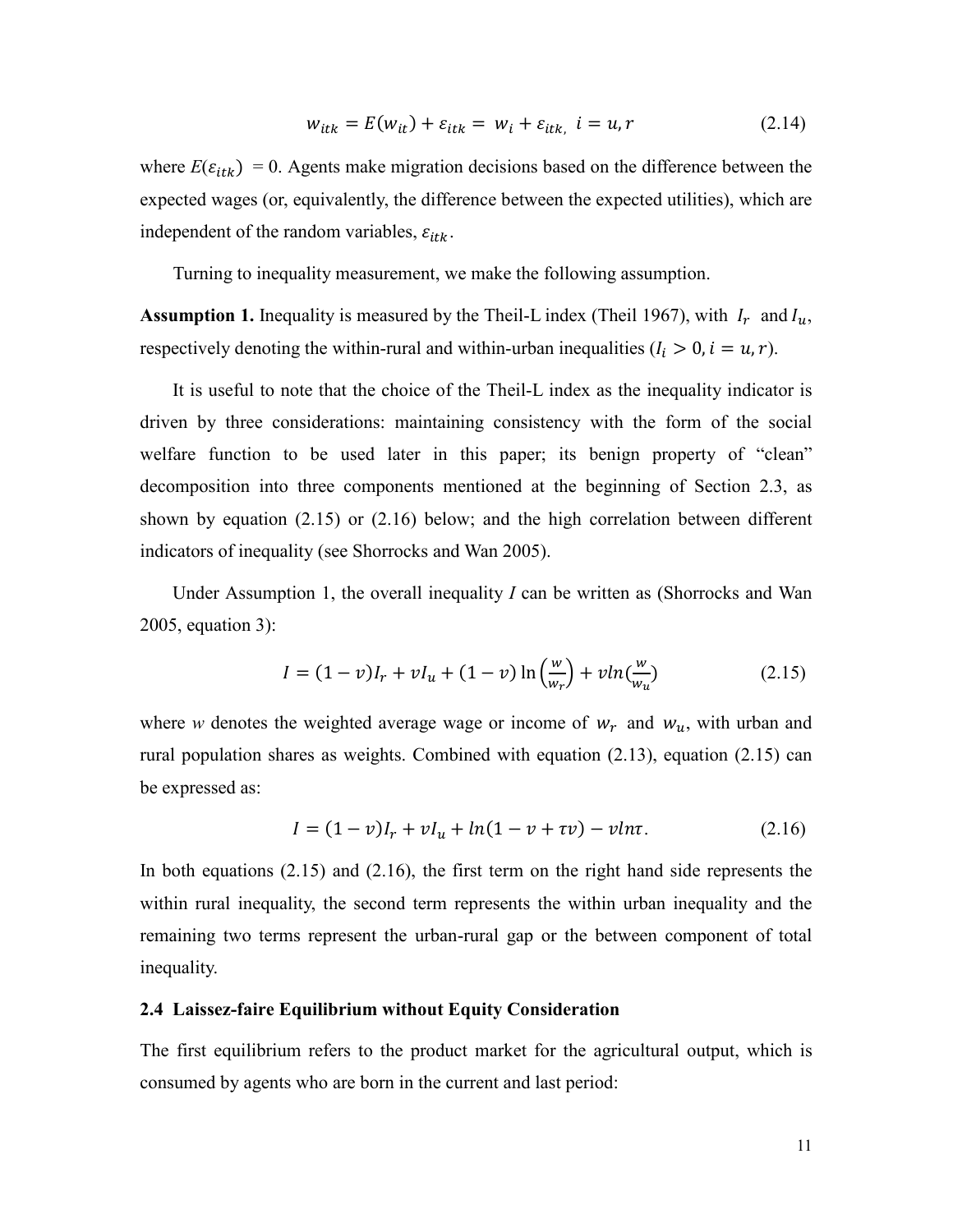$$w_{itk} = E(w_{it}) + \varepsilon_{itk} = w_i + \varepsilon_{itk,} \; i = u, r \tag{2.14}$$

where $E(\varepsilon_{itk}) = 0$. Agents make migration decisions based on the difference between the expected wages (or, equivalently, the difference between the expected utilities), which are independent of the random variables, $\varepsilon_{itk}$.

Turning to inequality measurement, we make the following assumption.

**Assumption 1.** Inequality is measured by the Theil-L index (Theil 1967), with $I_r$ and $I_u$, respectively denoting the within-rural and within-urban inequalities ($I_i > 0, i = u, r$).

It is useful to note that the choice of the Theil-L index as the inequality indicator is driven by three considerations: maintaining consistency with the form of the social welfare function to be used later in this paper; its benign property of "clean" decomposition into three components mentioned at the beginning of Section 2.3, as shown by equation (2.15) or (2.16) below; and the high correlation between different indicators of inequality (see Shorrocks and Wan 2005).

Under Assumption 1, the overall inequality $I$ can be written as (Shorrocks and Wan 2005, equation 3):

$$I = (1-v)I_r + vI_u + (1-v)\ln\left(\frac{w}{w_r}\right) + v\ln\left(\frac{w}{w_u}\right) \tag{2.15}$$

where $w$ denotes the weighted average wage or income of $w_r$ and $w_u$, with urban and rural population shares as weights. Combined with equation (2.13), equation (2.15) can be expressed as:

$$I = (1-v)I_r + vI_u + \ln(1 - v + \tau v) - v\ln\tau. \tag{2.16}$$

In both equations (2.15) and (2.16), the first term on the right hand side represents the within rural inequality, the second term represents the within urban inequality and the remaining two terms represent the urban-rural gap or the between component of total inequality.

### 2.4 Laissez-faire Equilibrium without Equity Consideration

The first equilibrium refers to the product market for the agricultural output, which is consumed by agents who are born in the current and last period: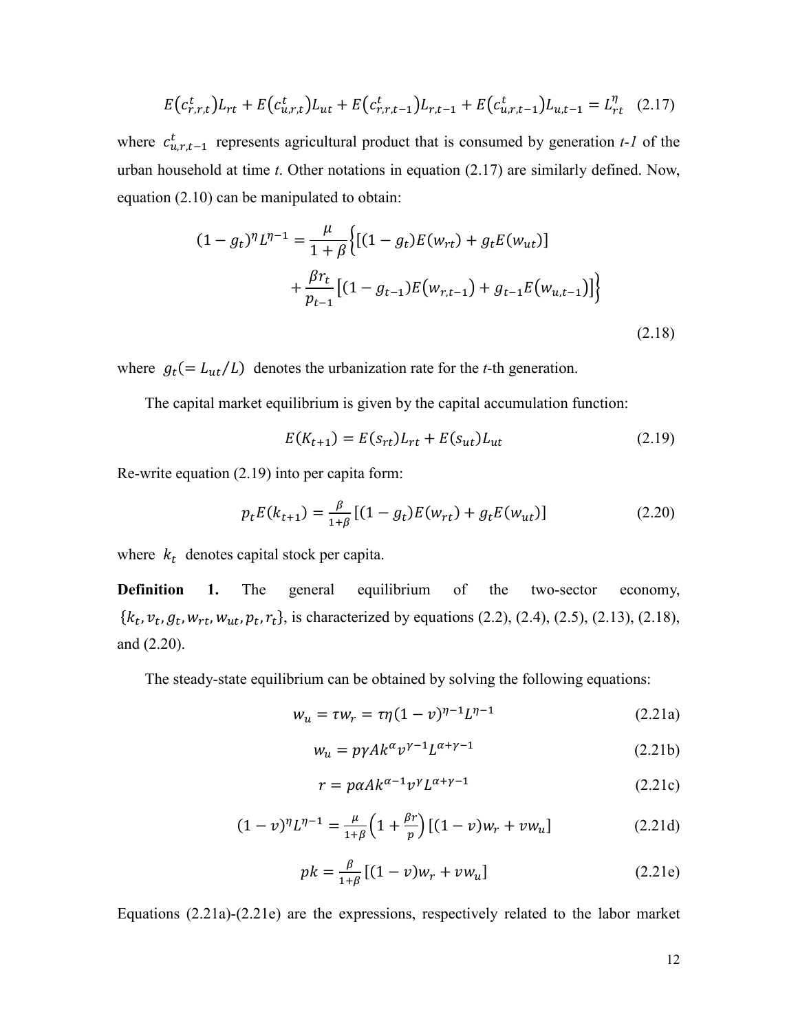$$E(c_{r,r,t}^{t})L_{rt} + E(c_{u,r,t}^{t})L_{ut} + E(c_{r,r,t-1}^{t})L_{r,t-1} + E(c_{u,r,t-1}^{t})L_{u,t-1} = L_{rt}^{\eta} \quad (2.17)$$

where $c_{u,r,t-1}^{t}$ represents agricultural product that is consumed by generation *t-1* of the urban household at time *t*. Other notations in equation (2.17) are similarly defined. Now, equation (2.10) can be manipulated to obtain:

$$(1-g_t)^{\eta}L^{\eta-1} = \frac{\mu}{1+\beta}\Big\{[(1-g_t)E(w_{rt}) + g_tE(w_{ut})] + \frac{\beta r_t}{p_{t-1}}\big[(1-g_{t-1})E(w_{r,t-1}) + g_{t-1}E(w_{u,t-1})\big]\Big\} \quad (2.18)$$

where $g_t (= L_{ut}/L)$ denotes the urbanization rate for the *t*-th generation.

The capital market equilibrium is given by the capital accumulation function:

$$E(K_{t+1}) = E(s_{rt})L_{rt} + E(s_{ut})L_{ut} \quad (2.19)$$

Re-write equation (2.19) into per capita form:

$$p_tE(k_{t+1}) = \frac{\beta}{1+\beta}[(1-g_t)E(w_{rt}) + g_tE(w_{ut})] \quad (2.20)$$

where $k_t$ denotes capital stock per capita.

**Definition 1.** The general equilibrium of the two-sector economy, $\{k_t, v_t, g_t, w_{rt}, w_{ut}, p_t, r_t\}$, is characterized by equations (2.2), (2.4), (2.5), (2.13), (2.18), and (2.20).

The steady-state equilibrium can be obtained by solving the following equations:

$$w_u = \tau w_r = \tau\eta(1-v)^{\eta-1}L^{\eta-1} \quad (2.21a)$$

$$w_u = p\gamma Ak^{\alpha}v^{\gamma-1}L^{\alpha+\gamma-1} \quad (2.21b)$$

$$r = p\alpha Ak^{\alpha-1}v^{\gamma}L^{\alpha+\gamma-1} \quad (2.21c)$$

$$(1-v)^{\eta}L^{\eta-1} = \frac{\mu}{1+\beta}\left(1+\frac{\beta r}{p}\right)[(1-v)w_r + vw_u] \quad (2.21d)$$

$$pk = \frac{\beta}{1+\beta}[(1-v)w_r + vw_u] \quad (2.21e)$$

Equations (2.21a)-(2.21e) are the expressions, respectively related to the labor market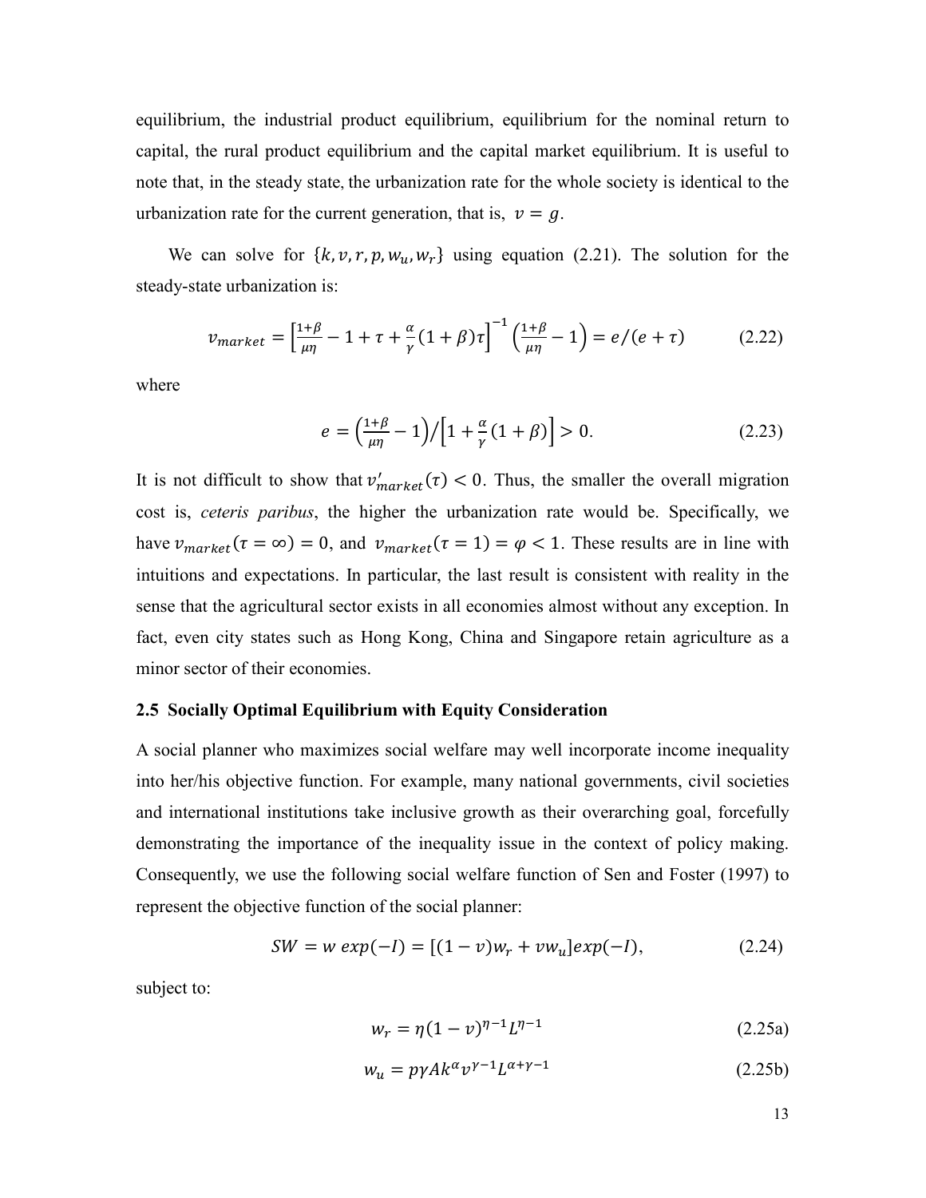equilibrium, the industrial product equilibrium, equilibrium for the nominal return to capital, the rural product equilibrium and the capital market equilibrium. It is useful to note that, in the steady state, the urbanization rate for the whole society is identical to the urbanization rate for the current generation, that is, $v = g$.

We can solve for $\{k, v, r, p, w_u, w_r\}$ using equation (2.21). The solution for the steady-state urbanization is:

$$v_{market} = \left[\frac{1+\beta}{\mu\eta} - 1 + \tau + \frac{\alpha}{\gamma}(1+\beta)\tau\right]^{-1}\left(\frac{1+\beta}{\mu\eta} - 1\right) = e/(e+\tau) \tag{2.22}$$

where

$$e = \left(\frac{1+\beta}{\mu\eta} - 1\right) \Big/ \left[1 + \frac{\alpha}{\gamma}(1+\beta)\right] > 0. \tag{2.23}$$

It is not difficult to show that $v'_{market}(\tau) < 0$. Thus, the smaller the overall migration cost is, *ceteris paribus*, the higher the urbanization rate would be. Specifically, we have $v_{market}(\tau = \infty) = 0$, and $v_{market}(\tau = 1) = \varphi < 1$. These results are in line with intuitions and expectations. In particular, the last result is consistent with reality in the sense that the agricultural sector exists in all economies almost without any exception. In fact, even city states such as Hong Kong, China and Singapore retain agriculture as a minor sector of their economies.

### 2.5 Socially Optimal Equilibrium with Equity Consideration

A social planner who maximizes social welfare may well incorporate income inequality into her/his objective function. For example, many national governments, civil societies and international institutions take inclusive growth as their overarching goal, forcefully demonstrating the importance of the inequality issue in the context of policy making. Consequently, we use the following social welfare function of Sen and Foster (1997) to represent the objective function of the social planner:

$$SW = w\, exp(-I) = [(1-v)w_r + v w_u] exp(-I), \tag{2.24}$$

subject to:

$$w_r = \eta(1-v)^{\eta-1}L^{\eta-1} \tag{2.25a}$$

$$w_u = p\gamma A k^{\alpha} v^{\gamma-1} L^{\alpha+\gamma-1} \tag{2.25b}$$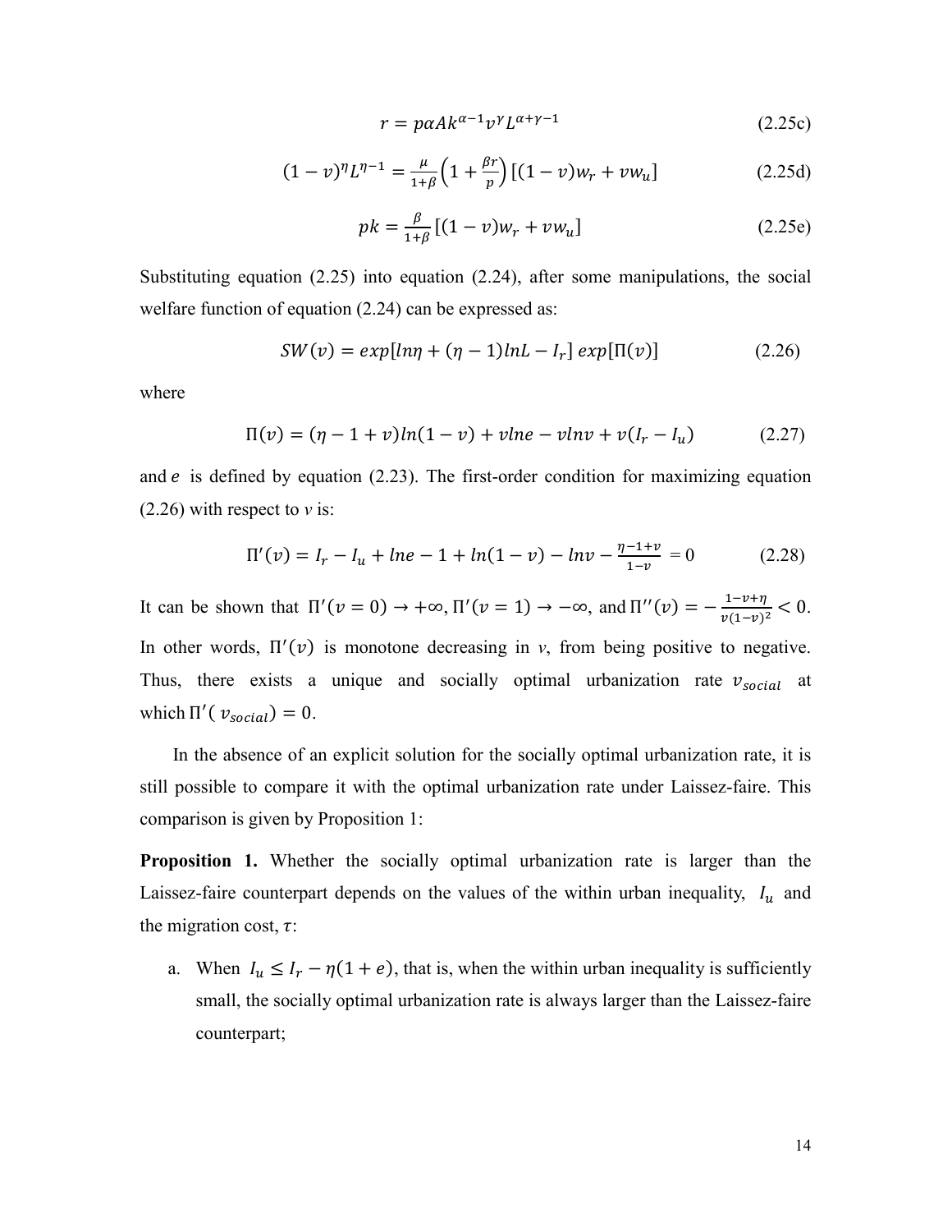$$r = p\alpha A k^{\alpha-1} v^{\gamma} L^{\alpha+\gamma-1} \tag{2.25c}$$

$$(1-v)^{\eta} L^{\eta-1} = \frac{\mu}{1+\beta}\left(1+\frac{\beta r}{p}\right)[(1-v)w_r + v w_u] \tag{2.25d}$$

$$pk = \frac{\beta}{1+\beta}[(1-v)w_r + v w_u] \tag{2.25e}$$

Substituting equation (2.25) into equation (2.24), after some manipulations, the social welfare function of equation (2.24) can be expressed as:

$$SW(v) = exp[ln\eta + (\eta-1)lnL - I_r]\, exp[\Pi(v)] \tag{2.26}$$

where

$$\Pi(v) = (\eta - 1 + v)ln(1-v) + vlne - vlnv + v(I_r - I_u) \tag{2.27}$$

and $e$ is defined by equation (2.23). The first-order condition for maximizing equation (2.26) with respect to *v* is:

$$\Pi'(v) = I_r - I_u + lne - 1 + ln(1-v) - lnv - \frac{\eta-1+v}{1-v} = 0 \tag{2.28}$$

It can be shown that $\Pi'(v=0) \to +\infty, \Pi'(v=1) \to -\infty$, and $\Pi''(v) = -\frac{1-v+\eta}{v(1-v)^2} < 0$. In other words, $\Pi'(v)$ is monotone decreasing in *v*, from being positive to negative. Thus, there exists a unique and socially optimal urbanization rate $v_{social}$ at which $\Pi'(v_{social}) = 0$.

In the absence of an explicit solution for the socially optimal urbanization rate, it is still possible to compare it with the optimal urbanization rate under Laissez-faire. This comparison is given by Proposition 1:

**Proposition 1.** Whether the socially optimal urbanization rate is larger than the Laissez-faire counterpart depends on the values of the within urban inequality, $I_u$ and the migration cost, $\tau$:

a. When $I_u \leq I_r - \eta(1+e)$, that is, when the within urban inequality is sufficiently small, the socially optimal urbanization rate is always larger than the Laissez-faire counterpart;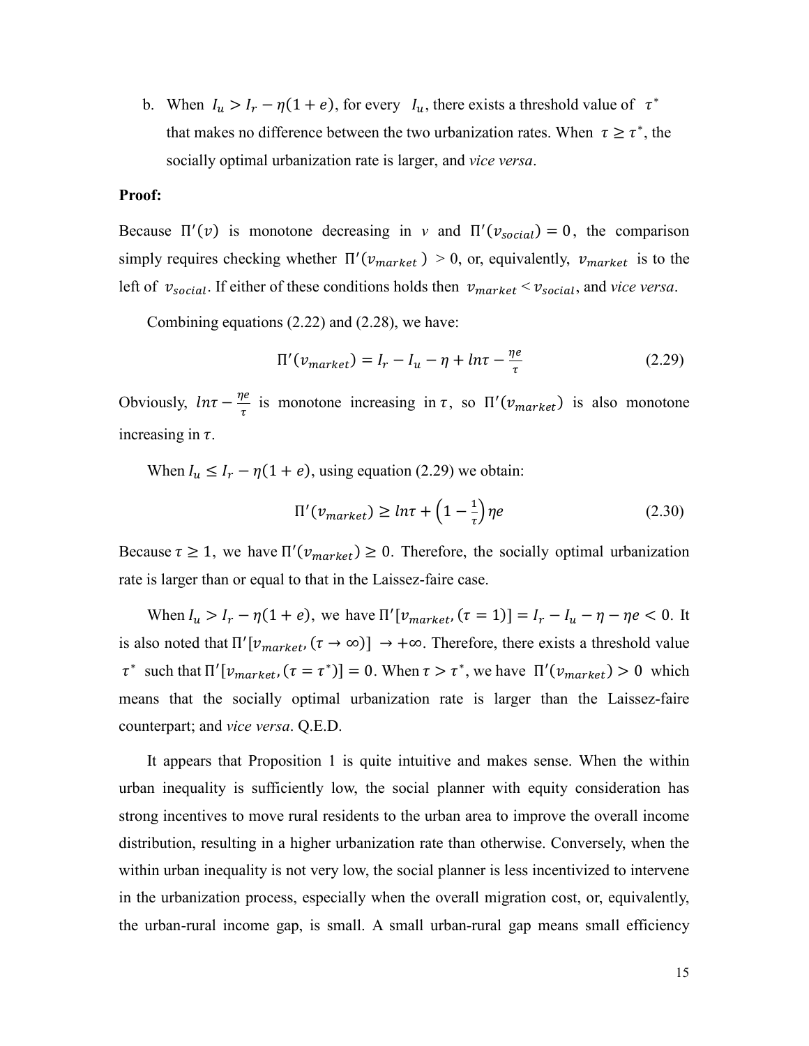b. When $I_u > I_r - \eta(1+e)$, for every $I_u$, there exists a threshold value of $\tau^*$ that makes no difference between the two urbanization rates. When $\tau \geq \tau^*$, the socially optimal urbanization rate is larger, and *vice versa*.

**Proof:**

Because $\Pi'(v)$ is monotone decreasing in $v$ and $\Pi'(v_{social}) = 0$, the comparison simply requires checking whether $\Pi'(v_{market}) > 0$, or, equivalently, $v_{market}$ is to the left of $v_{social}$. If either of these conditions holds then $v_{market} < v_{social}$, and *vice versa*.

Combining equations (2.22) and (2.28), we have:

$$\Pi'(v_{market}) = I_r - I_u - \eta + ln\tau - \frac{\eta e}{\tau} \tag{2.29}$$

Obviously, $ln\tau - \frac{\eta e}{\tau}$ is monotone increasing in $\tau$, so $\Pi'(v_{market})$ is also monotone increasing in $\tau$.

When $I_u \leq I_r - \eta(1+e)$, using equation (2.29) we obtain:

$$\Pi'(v_{market}) \geq ln\tau + \left(1 - \frac{1}{\tau}\right)\eta e \tag{2.30}$$

Because $\tau \geq 1$, we have $\Pi'(v_{market}) \geq 0$. Therefore, the socially optimal urbanization rate is larger than or equal to that in the Laissez-faire case.

When $I_u > I_r - \eta(1+e)$, we have $\Pi'[v_{market}, (\tau = 1)] = I_r - I_u - \eta - \eta e < 0$. It is also noted that $\Pi'[v_{market}, (\tau \to \infty)] \to +\infty$. Therefore, there exists a threshold value $\tau^*$ such that $\Pi'[v_{market}, (\tau = \tau^*)] = 0$. When $\tau > \tau^*$, we have $\Pi'(v_{market}) > 0$ which means that the socially optimal urbanization rate is larger than the Laissez-faire counterpart; and *vice versa*. Q.E.D.

It appears that Proposition 1 is quite intuitive and makes sense. When the within urban inequality is sufficiently low, the social planner with equity consideration has strong incentives to move rural residents to the urban area to improve the overall income distribution, resulting in a higher urbanization rate than otherwise. Conversely, when the within urban inequality is not very low, the social planner is less incentivized to intervene in the urbanization process, especially when the overall migration cost, or, equivalently, the urban-rural income gap, is small. A small urban-rural gap means small efficiency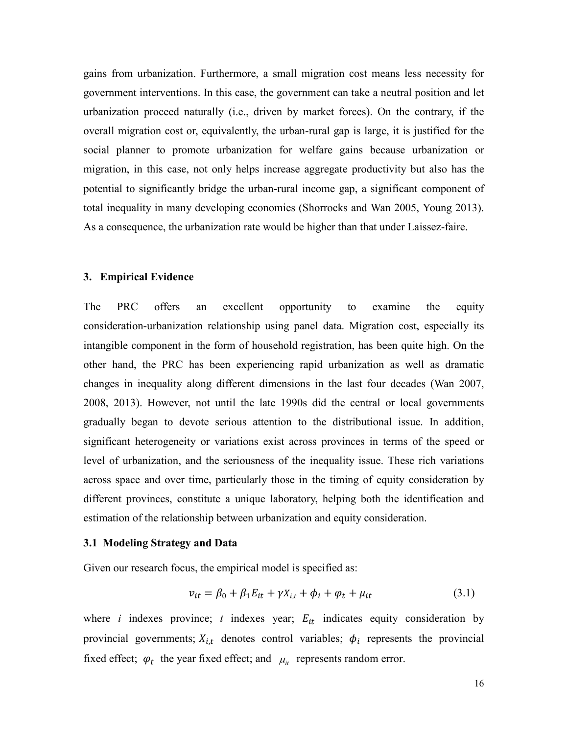gains from urbanization. Furthermore, a small migration cost means less necessity for government interventions. In this case, the government can take a neutral position and let urbanization proceed naturally (i.e., driven by market forces). On the contrary, if the overall migration cost or, equivalently, the urban-rural gap is large, it is justified for the social planner to promote urbanization for welfare gains because urbanization or migration, in this case, not only helps increase aggregate productivity but also has the potential to significantly bridge the urban-rural income gap, a significant component of total inequality in many developing economies (Shorrocks and Wan 2005, Young 2013). As a consequence, the urbanization rate would be higher than that under Laissez-faire.

## 3. Empirical Evidence

The PRC offers an excellent opportunity to examine the equity consideration-urbanization relationship using panel data. Migration cost, especially its intangible component in the form of household registration, has been quite high. On the other hand, the PRC has been experiencing rapid urbanization as well as dramatic changes in inequality along different dimensions in the last four decades (Wan 2007, 2008, 2013). However, not until the late 1990s did the central or local governments gradually began to devote serious attention to the distributional issue. In addition, significant heterogeneity or variations exist across provinces in terms of the speed or level of urbanization, and the seriousness of the inequality issue. These rich variations across space and over time, particularly those in the timing of equity consideration by different provinces, constitute a unique laboratory, helping both the identification and estimation of the relationship between urbanization and equity consideration.

### 3.1 Modeling Strategy and Data

Given our research focus, the empirical model is specified as:

$$v_{it} = \beta_0 + \beta_1 E_{it} + \gamma X_{i,t} + \phi_i + \varphi_t + \mu_{it} \tag{3.1}$$

where $i$ indexes province; $t$ indexes year; $E_{it}$ indicates equity consideration by provincial governments; $X_{i,t}$ denotes control variables; $\phi_i$ represents the provincial fixed effect; $\varphi_t$ the year fixed effect; and $\mu_{it}$ represents random error.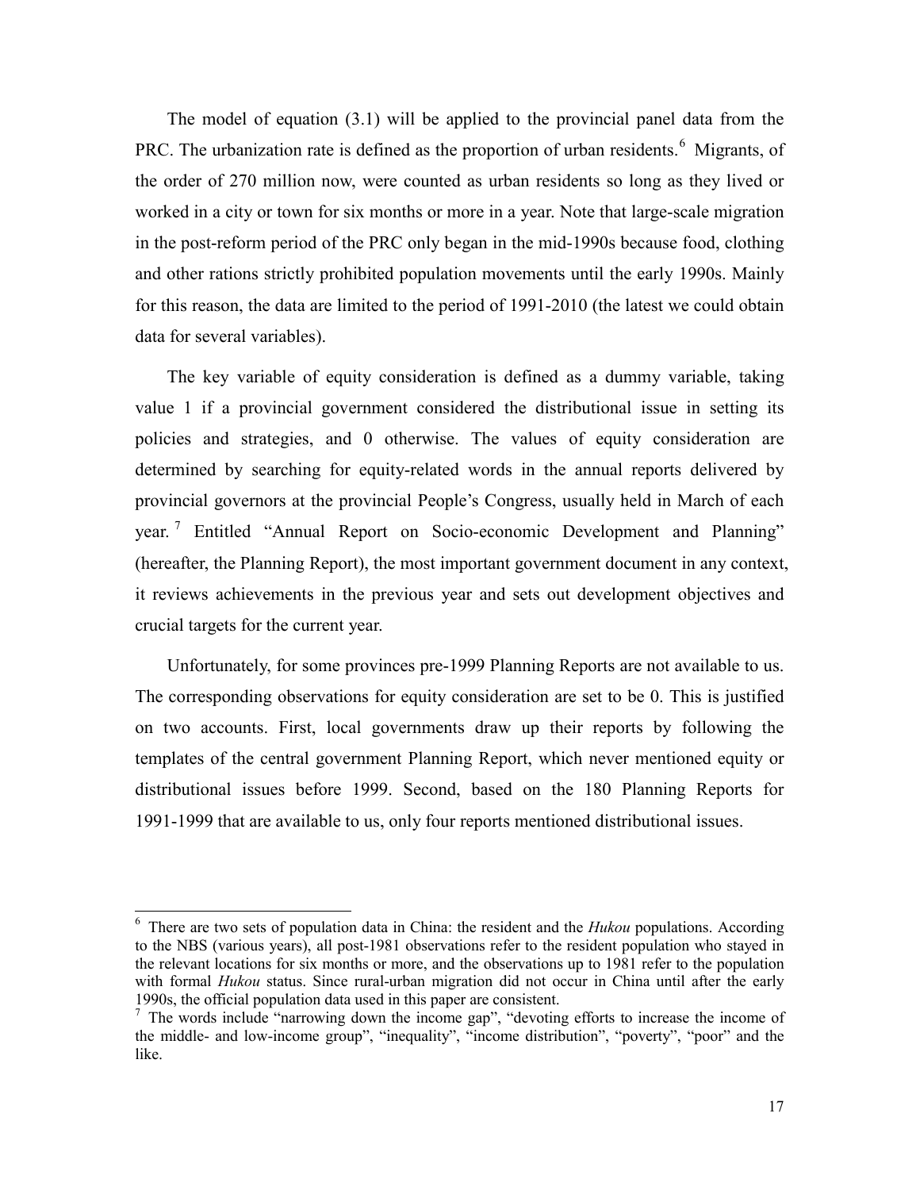The model of equation (3.1) will be applied to the provincial panel data from the PRC. The urbanization rate is defined as the proportion of urban residents.[6] Migrants, of the order of 270 million now, were counted as urban residents so long as they lived or worked in a city or town for six months or more in a year. Note that large-scale migration in the post-reform period of the PRC only began in the mid-1990s because food, clothing and other rations strictly prohibited population movements until the early 1990s. Mainly for this reason, the data are limited to the period of 1991-2010 (the latest we could obtain data for several variables).

The key variable of equity consideration is defined as a dummy variable, taking value 1 if a provincial government considered the distributional issue in setting its policies and strategies, and 0 otherwise. The values of equity consideration are determined by searching for equity-related words in the annual reports delivered by provincial governors at the provincial People's Congress, usually held in March of each year.[7] Entitled "Annual Report on Socio-economic Development and Planning" (hereafter, the Planning Report), the most important government document in any context, it reviews achievements in the previous year and sets out development objectives and crucial targets for the current year.

Unfortunately, for some provinces pre-1999 Planning Reports are not available to us. The corresponding observations for equity consideration are set to be 0. This is justified on two accounts. First, local governments draw up their reports by following the templates of the central government Planning Report, which never mentioned equity or distributional issues before 1999. Second, based on the 180 Planning Reports for 1991-1999 that are available to us, only four reports mentioned distributional issues.

---

[6] There are two sets of population data in China: the resident and the *Hukou* populations. According to the NBS (various years), all post-1981 observations refer to the resident population who stayed in the relevant locations for six months or more, and the observations up to 1981 refer to the population with formal *Hukou* status. Since rural-urban migration did not occur in China until after the early 1990s, the official population data used in this paper are consistent.

[7] The words include "narrowing down the income gap", "devoting efforts to increase the income of the middle- and low-income group", "inequality", "income distribution", "poverty", "poor" and the like.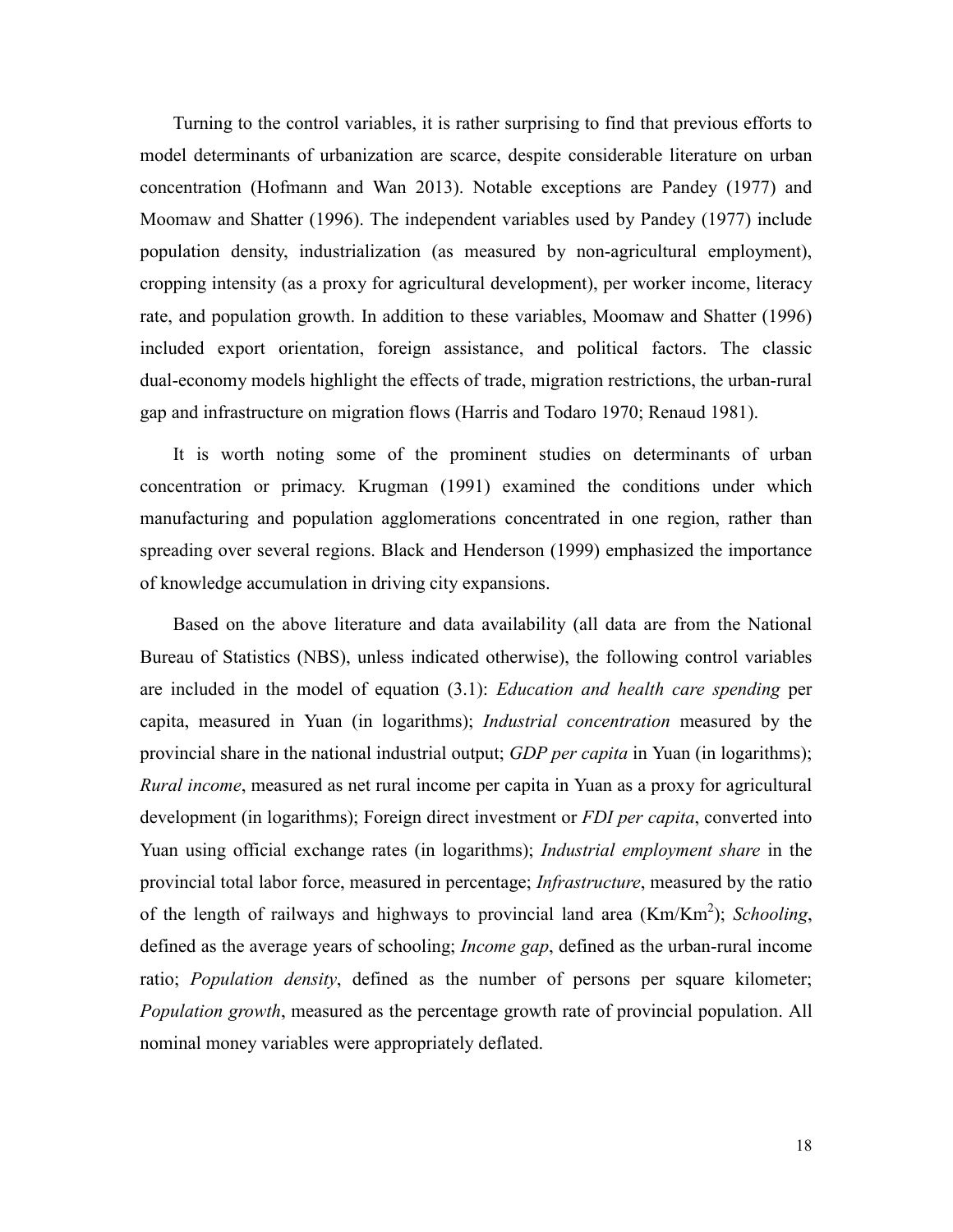Turning to the control variables, it is rather surprising to find that previous efforts to model determinants of urbanization are scarce, despite considerable literature on urban concentration (Hofmann and Wan 2013). Notable exceptions are Pandey (1977) and Moomaw and Shatter (1996). The independent variables used by Pandey (1977) include population density, industrialization (as measured by non-agricultural employment), cropping intensity (as a proxy for agricultural development), per worker income, literacy rate, and population growth. In addition to these variables, Moomaw and Shatter (1996) included export orientation, foreign assistance, and political factors. The classic dual-economy models highlight the effects of trade, migration restrictions, the urban-rural gap and infrastructure on migration flows (Harris and Todaro 1970; Renaud 1981).

It is worth noting some of the prominent studies on determinants of urban concentration or primacy. Krugman (1991) examined the conditions under which manufacturing and population agglomerations concentrated in one region, rather than spreading over several regions. Black and Henderson (1999) emphasized the importance of knowledge accumulation in driving city expansions.

Based on the above literature and data availability (all data are from the National Bureau of Statistics (NBS), unless indicated otherwise), the following control variables are included in the model of equation (3.1): *Education and health care spending* per capita, measured in Yuan (in logarithms); *Industrial concentration* measured by the provincial share in the national industrial output; *GDP per capita* in Yuan (in logarithms); *Rural income*, measured as net rural income per capita in Yuan as a proxy for agricultural development (in logarithms); Foreign direct investment or *FDI per capita*, converted into Yuan using official exchange rates (in logarithms); *Industrial employment share* in the provincial total labor force, measured in percentage; *Infrastructure*, measured by the ratio of the length of railways and highways to provincial land area ($Km/Km^2$); *Schooling*, defined as the average years of schooling; *Income gap*, defined as the urban-rural income ratio; *Population density*, defined as the number of persons per square kilometer; *Population growth*, measured as the percentage growth rate of provincial population. All nominal money variables were appropriately deflated.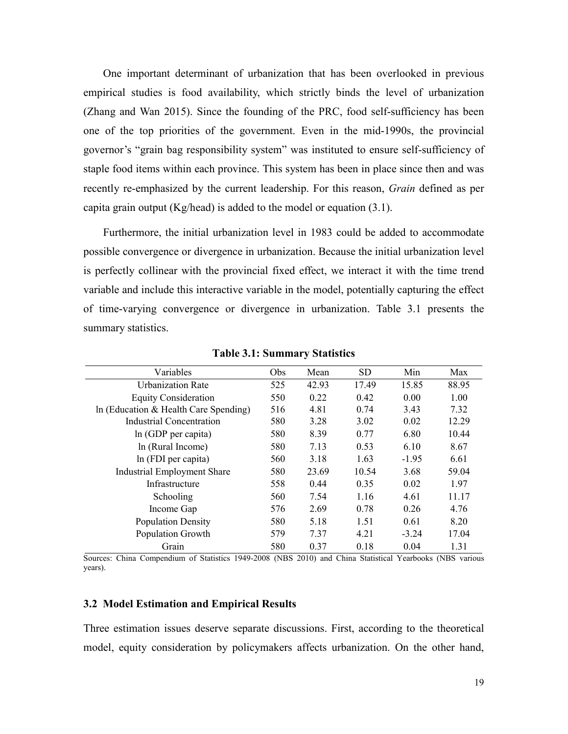One important determinant of urbanization that has been overlooked in previous empirical studies is food availability, which strictly binds the level of urbanization (Zhang and Wan 2015). Since the founding of the PRC, food self-sufficiency has been one of the top priorities of the government. Even in the mid-1990s, the provincial governor's "grain bag responsibility system" was instituted to ensure self-sufficiency of staple food items within each province. This system has been in place since then and was recently re-emphasized by the current leadership. For this reason, *Grain* defined as per capita grain output (Kg/head) is added to the model or equation (3.1).

Furthermore, the initial urbanization level in 1983 could be added to accommodate possible convergence or divergence in urbanization. Because the initial urbanization level is perfectly collinear with the provincial fixed effect, we interact it with the time trend variable and include this interactive variable in the model, potentially capturing the effect of time-varying convergence or divergence in urbanization. Table 3.1 presents the summary statistics.

**Table 3.1: Summary Statistics**

| Variables | Obs | Mean | SD | Min | Max |
|---|---|---|---|---|---|
| Urbanization Rate | 525 | 42.93 | 17.49 | 15.85 | 88.95 |
| Equity Consideration | 550 | 0.22 | 0.42 | 0.00 | 1.00 |
| ln (Education & Health Care Spending) | 516 | 4.81 | 0.74 | 3.43 | 7.32 |
| Industrial Concentration | 580 | 3.28 | 3.02 | 0.02 | 12.29 |
| ln (GDP per capita) | 580 | 8.39 | 0.77 | 6.80 | 10.44 |
| ln (Rural Income) | 580 | 7.13 | 0.53 | 6.10 | 8.67 |
| ln (FDI per capita) | 560 | 3.18 | 1.63 | -1.95 | 6.61 |
| Industrial Employment Share | 580 | 23.69 | 10.54 | 3.68 | 59.04 |
| Infrastructure | 558 | 0.44 | 0.35 | 0.02 | 1.97 |
| Schooling | 560 | 7.54 | 1.16 | 4.61 | 11.17 |
| Income Gap | 576 | 2.69 | 0.78 | 0.26 | 4.76 |
| Population Density | 580 | 5.18 | 1.51 | 0.61 | 8.20 |
| Population Growth | 579 | 7.37 | 4.21 | -3.24 | 17.04 |
| Grain | 580 | 0.37 | 0.18 | 0.04 | 1.31 |

Sources: China Compendium of Statistics 1949-2008 (NBS 2010) and China Statistical Yearbooks (NBS various years).

### 3.2 Model Estimation and Empirical Results

Three estimation issues deserve separate discussions. First, according to the theoretical model, equity consideration by policymakers affects urbanization. On the other hand,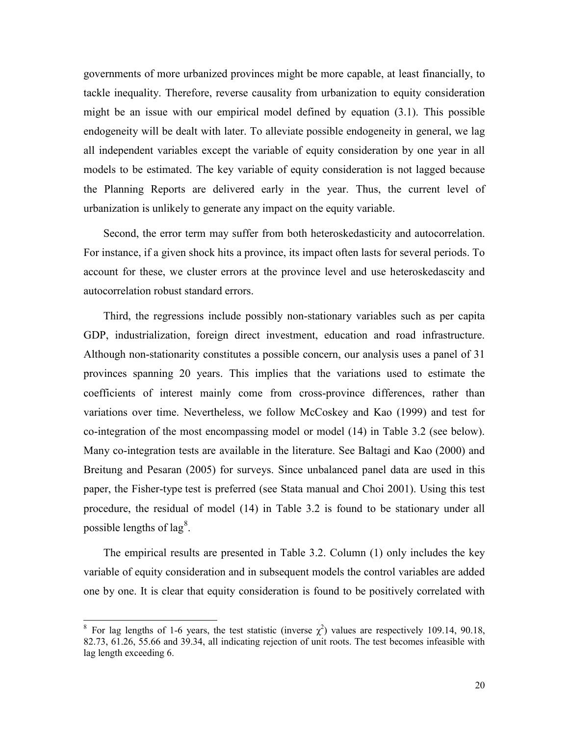governments of more urbanized provinces might be more capable, at least financially, to tackle inequality. Therefore, reverse causality from urbanization to equity consideration might be an issue with our empirical model defined by equation (3.1). This possible endogeneity will be dealt with later. To alleviate possible endogeneity in general, we lag all independent variables except the variable of equity consideration by one year in all models to be estimated. The key variable of equity consideration is not lagged because the Planning Reports are delivered early in the year. Thus, the current level of urbanization is unlikely to generate any impact on the equity variable.

Second, the error term may suffer from both heteroskedasticity and autocorrelation. For instance, if a given shock hits a province, its impact often lasts for several periods. To account for these, we cluster errors at the province level and use heteroskedascity and autocorrelation robust standard errors.

Third, the regressions include possibly non-stationary variables such as per capita GDP, industrialization, foreign direct investment, education and road infrastructure. Although non-stationarity constitutes a possible concern, our analysis uses a panel of 31 provinces spanning 20 years. This implies that the variations used to estimate the coefficients of interest mainly come from cross-province differences, rather than variations over time. Nevertheless, we follow McCoskey and Kao (1999) and test for co-integration of the most encompassing model or model (14) in Table 3.2 (see below). Many co-integration tests are available in the literature. See Baltagi and Kao (2000) and Breitung and Pesaran (2005) for surveys. Since unbalanced panel data are used in this paper, the Fisher-type test is preferred (see Stata manual and Choi 2001). Using this test procedure, the residual of model (14) in Table 3.2 is found to be stationary under all possible lengths of lag[8].

The empirical results are presented in Table 3.2. Column (1) only includes the key variable of equity consideration and in subsequent models the control variables are added one by one. It is clear that equity consideration is found to be positively correlated with

[8] For lag lengths of 1-6 years, the test statistic (inverse $\chi^2$) values are respectively 109.14, 90.18, 82.73, 61.26, 55.66 and 39.34, all indicating rejection of unit roots. The test becomes infeasible with lag length exceeding 6.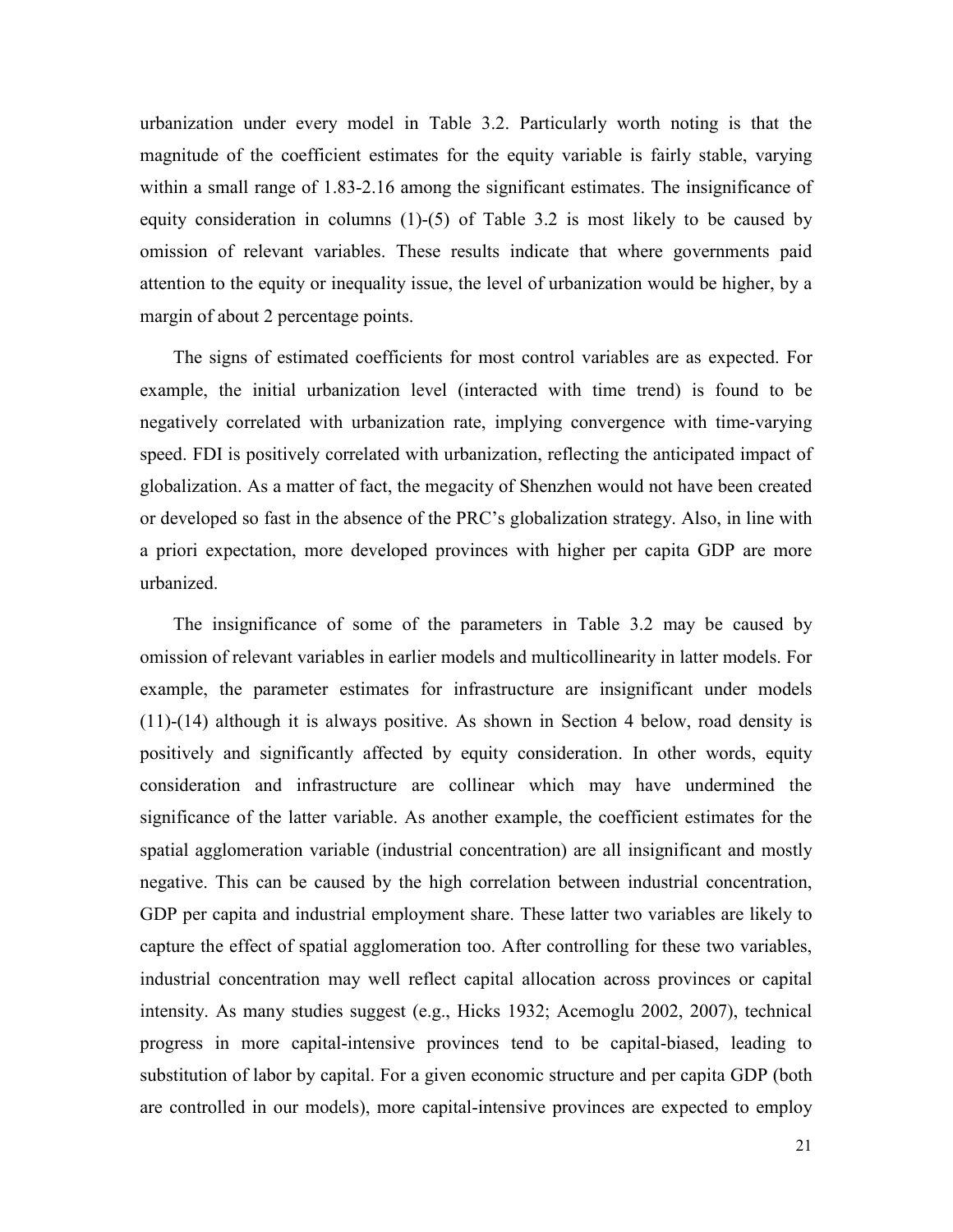urbanization under every model in Table 3.2. Particularly worth noting is that the magnitude of the coefficient estimates for the equity variable is fairly stable, varying within a small range of 1.83-2.16 among the significant estimates. The insignificance of equity consideration in columns (1)-(5) of Table 3.2 is most likely to be caused by omission of relevant variables. These results indicate that where governments paid attention to the equity or inequality issue, the level of urbanization would be higher, by a margin of about 2 percentage points.

The signs of estimated coefficients for most control variables are as expected. For example, the initial urbanization level (interacted with time trend) is found to be negatively correlated with urbanization rate, implying convergence with time-varying speed. FDI is positively correlated with urbanization, reflecting the anticipated impact of globalization. As a matter of fact, the megacity of Shenzhen would not have been created or developed so fast in the absence of the PRC's globalization strategy. Also, in line with a priori expectation, more developed provinces with higher per capita GDP are more urbanized.

The insignificance of some of the parameters in Table 3.2 may be caused by omission of relevant variables in earlier models and multicollinearity in latter models. For example, the parameter estimates for infrastructure are insignificant under models (11)-(14) although it is always positive. As shown in Section 4 below, road density is positively and significantly affected by equity consideration. In other words, equity consideration and infrastructure are collinear which may have undermined the significance of the latter variable. As another example, the coefficient estimates for the spatial agglomeration variable (industrial concentration) are all insignificant and mostly negative. This can be caused by the high correlation between industrial concentration, GDP per capita and industrial employment share. These latter two variables are likely to capture the effect of spatial agglomeration too. After controlling for these two variables, industrial concentration may well reflect capital allocation across provinces or capital intensity. As many studies suggest (e.g., Hicks 1932; Acemoglu 2002, 2007), technical progress in more capital-intensive provinces tend to be capital-biased, leading to substitution of labor by capital. For a given economic structure and per capita GDP (both are controlled in our models), more capital-intensive provinces are expected to employ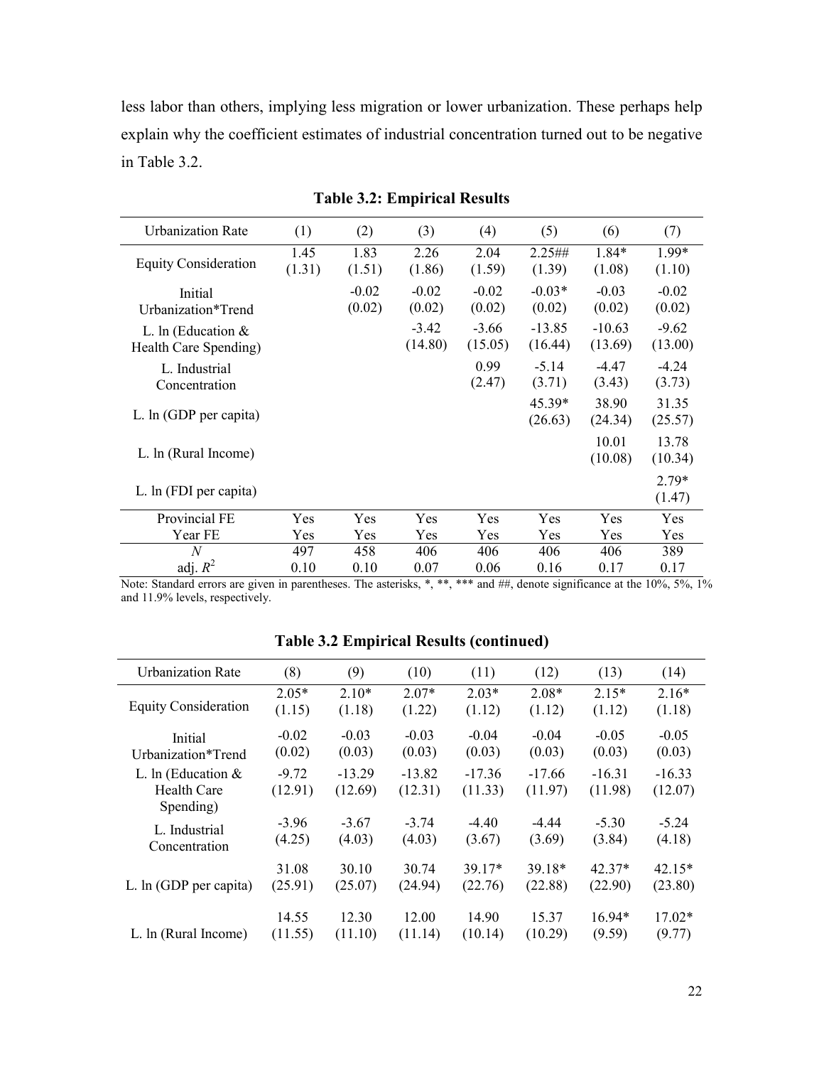less labor than others, implying less migration or lower urbanization. These perhaps help explain why the coefficient estimates of industrial concentration turned out to be negative in Table 3.2.

**Table 3.2: Empirical Results**

| Urbanization Rate | (1) | (2) | (3) | (4) | (5) | (6) | (7) |
|---|---|---|---|---|---|---|---|
| Equity Consideration | 1.45<br>(1.31) | 1.83<br>(1.51) | 2.26<br>(1.86) | 2.04<br>(1.59) | 2.25##<br>(1.39) | 1.84*<br>(1.08) | 1.99*<br>(1.10) |
| Initial Urbanization*Trend | | -0.02<br>(0.02) | -0.02<br>(0.02) | -0.02<br>(0.02) | -0.03*<br>(0.02) | -0.03<br>(0.02) | -0.02<br>(0.02) |
| L. ln (Education & Health Care Spending) | | | -3.42<br>(14.80) | -3.66<br>(15.05) | -13.85<br>(16.44) | -10.63<br>(13.69) | -9.62<br>(13.00) |
| L. Industrial Concentration | | | | 0.99<br>(2.47) | -5.14<br>(3.71) | -4.47<br>(3.43) | -4.24<br>(3.73) |
| L. ln (GDP per capita) | | | | | 45.39*<br>(26.63) | 38.90<br>(24.34) | 31.35<br>(25.57) |
| L. ln (Rural Income) | | | | | | 10.01<br>(10.08) | 13.78<br>(10.34) |
| L. ln (FDI per capita) | | | | | | | 2.79*<br>(1.47) |
| Provincial FE | Yes | Yes | Yes | Yes | Yes | Yes | Yes |
| Year FE | Yes | Yes | Yes | Yes | Yes | Yes | Yes |
| *N* | 497 | 458 | 406 | 406 | 406 | 406 | 389 |
| adj. $R^2$ | 0.10 | 0.10 | 0.07 | 0.06 | 0.16 | 0.17 | 0.17 |

Note: Standard errors are given in parentheses. The asterisks, *, **, *** and ##, denote significance at the 10%, 5%, 1% and 11.9% levels, respectively.

**Table 3.2 Empirical Results (continued)**

| Urbanization Rate | (8) | (9) | (10) | (11) | (12) | (13) | (14) |
|---|---|---|---|---|---|---|---|
| Equity Consideration | 2.05*<br>(1.15) | 2.10*<br>(1.18) | 2.07*<br>(1.22) | 2.03*<br>(1.12) | 2.08*<br>(1.12) | 2.15*<br>(1.12) | 2.16*<br>(1.18) |
| Initial Urbanization*Trend | -0.02<br>(0.02) | -0.03<br>(0.03) | -0.03<br>(0.03) | -0.04<br>(0.03) | -0.04<br>(0.03) | -0.05<br>(0.03) | -0.05<br>(0.03) |
| L. ln (Education & Health Care Spending) | -9.72<br>(12.91) | -13.29<br>(12.69) | -13.82<br>(12.31) | -17.36<br>(11.33) | -17.66<br>(11.97) | -16.31<br>(11.98) | -16.33<br>(12.07) |
| L. Industrial Concentration | -3.96<br>(4.25) | -3.67<br>(4.03) | -3.74<br>(4.03) | -4.40<br>(3.67) | -4.44<br>(3.69) | -5.30<br>(3.84) | -5.24<br>(4.18) |
| L. ln (GDP per capita) | 31.08<br>(25.91) | 30.10<br>(25.07) | 30.74<br>(24.94) | 39.17*<br>(22.76) | 39.18*<br>(22.88) | 42.37*<br>(22.90) | 42.15*<br>(23.80) |
| L. ln (Rural Income) | 14.55<br>(11.55) | 12.30<br>(11.10) | 12.00<br>(11.14) | 14.90<br>(10.14) | 15.37<br>(10.29) | 16.94*<br>(9.59) | 17.02*<br>(9.77) |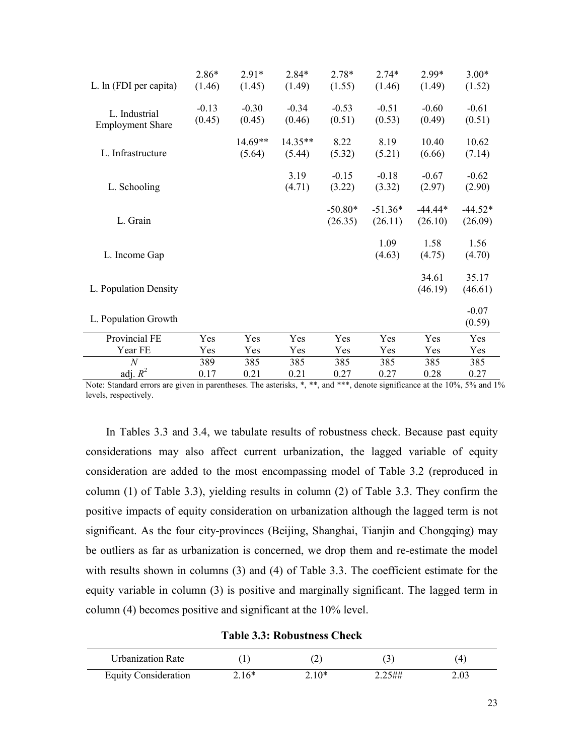| | | | | | | | |
|---|---|---|---|---|---|---|---|
| L. ln (FDI per capita) | 2.86*<br>(1.46) | 2.91*<br>(1.45) | 2.84*<br>(1.49) | 2.78*<br>(1.55) | 2.74*<br>(1.46) | 2.99*<br>(1.49) | 3.00*<br>(1.52) |
| L. Industrial Employment Share | -0.13<br>(0.45) | -0.30<br>(0.45) | -0.34<br>(0.46) | -0.53<br>(0.51) | -0.51<br>(0.53) | -0.60<br>(0.49) | -0.61<br>(0.51) |
| L. Infrastructure | | 14.69**<br>(5.64) | 14.35**<br>(5.44) | 8.22<br>(5.32) | 8.19<br>(5.21) | 10.40<br>(6.66) | 10.62<br>(7.14) |
| L. Schooling | | | 3.19<br>(4.71) | -0.15<br>(3.22) | -0.18<br>(3.32) | -0.67<br>(2.97) | -0.62<br>(2.90) |
| L. Grain | | | | -50.80*<br>(26.35) | -51.36*<br>(26.11) | -44.44*<br>(26.10) | -44.52*<br>(26.09) |
| L. Income Gap | | | | | 1.09<br>(4.63) | 1.58<br>(4.75) | 1.56<br>(4.70) |
| L. Population Density | | | | | | 34.61<br>(46.19) | 35.17<br>(46.61) |
| L. Population Growth | | | | | | | -0.07<br>(0.59) |
| Provincial FE | Yes | Yes | Yes | Yes | Yes | Yes | Yes |
| Year FE | Yes | Yes | Yes | Yes | Yes | Yes | Yes |
| $N$ | 389 | 385 | 385 | 385 | 385 | 385 | 385 |
| adj. $R^2$ | 0.17 | 0.21 | 0.21 | 0.27 | 0.27 | 0.28 | 0.27 |

Note: Standard errors are given in parentheses. The asterisks, *, **, and ***, denote significance at the 10%, 5% and 1% levels, respectively.

In Tables 3.3 and 3.4, we tabulate results of robustness check. Because past equity considerations may also affect current urbanization, the lagged variable of equity consideration are added to the most encompassing model of Table 3.2 (reproduced in column (1) of Table 3.3), yielding results in column (2) of Table 3.3. They confirm the positive impacts of equity consideration on urbanization although the lagged term is not significant. As the four city-provinces (Beijing, Shanghai, Tianjin and Chongqing) may be outliers as far as urbanization is concerned, we drop them and re-estimate the model with results shown in columns (3) and (4) of Table 3.3. The coefficient estimate for the equity variable in column (3) is positive and marginally significant. The lagged term in column (4) becomes positive and significant at the 10% level.

**Table 3.3: Robustness Check**

| Urbanization Rate | (1) | (2) | (3) | (4) |
|---|---|---|---|---|
| Equity Consideration | 2.16* | 2.10* | 2.25## | 2.03 |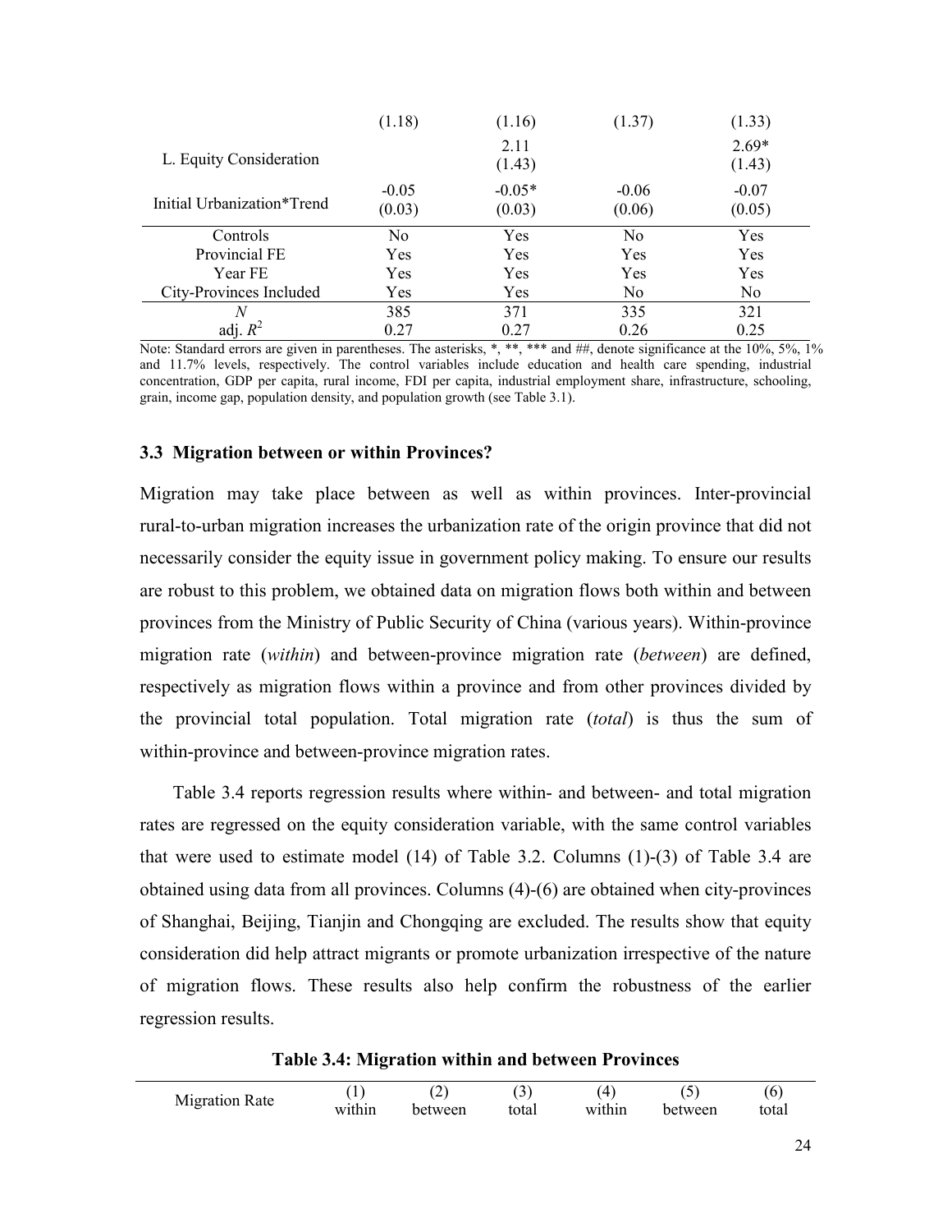| | (1.18) | (1.16) | (1.37) | (1.33) |
|---|---|---|---|---|
| L. Equity Consideration | | 2.11<br>(1.43) | | 2.69*<br>(1.43) |
| Initial Urbanization*Trend | -0.05<br>(0.03) | -0.05*<br>(0.03) | -0.06<br>(0.06) | -0.07<br>(0.05) |
| Controls | No | Yes | No | Yes |
| Provincial FE | Yes | Yes | Yes | Yes |
| Year FE | Yes | Yes | Yes | Yes |
| City-Provinces Included | Yes | Yes | No | No |
| $N$ | 385 | 371 | 335 | 321 |
| adj. $R^2$ | 0.27 | 0.27 | 0.26 | 0.25 |

Note: Standard errors are given in parentheses. The asterisks, *, **, *** and ##, denote significance at the 10%, 5%, 1% and 11.7% levels, respectively. The control variables include education and health care spending, industrial concentration, GDP per capita, rural income, FDI per capita, industrial employment share, infrastructure, schooling, grain, income gap, population density, and population growth (see Table 3.1).

### 3.3 Migration between or within Provinces?

Migration may take place between as well as within provinces. Inter-provincial rural-to-urban migration increases the urbanization rate of the origin province that did not necessarily consider the equity issue in government policy making. To ensure our results are robust to this problem, we obtained data on migration flows both within and between provinces from the Ministry of Public Security of China (various years). Within-province migration rate (*within*) and between-province migration rate (*between*) are defined, respectively as migration flows within a province and from other provinces divided by the provincial total population. Total migration rate (*total*) is thus the sum of within-province and between-province migration rates.

Table 3.4 reports regression results where within- and between- and total migration rates are regressed on the equity consideration variable, with the same control variables that were used to estimate model (14) of Table 3.2. Columns (1)-(3) of Table 3.4 are obtained using data from all provinces. Columns (4)-(6) are obtained when city-provinces of Shanghai, Beijing, Tianjin and Chongqing are excluded. The results show that equity consideration did help attract migrants or promote urbanization irrespective of the nature of migration flows. These results also help confirm the robustness of the earlier regression results.

**Table 3.4: Migration within and between Provinces**

| Migration Rate | (1)<br>within | (2)<br>between | (3)<br>total | (4)<br>within | (5)<br>between | (6)<br>total |
|---|---|---|---|---|---|---|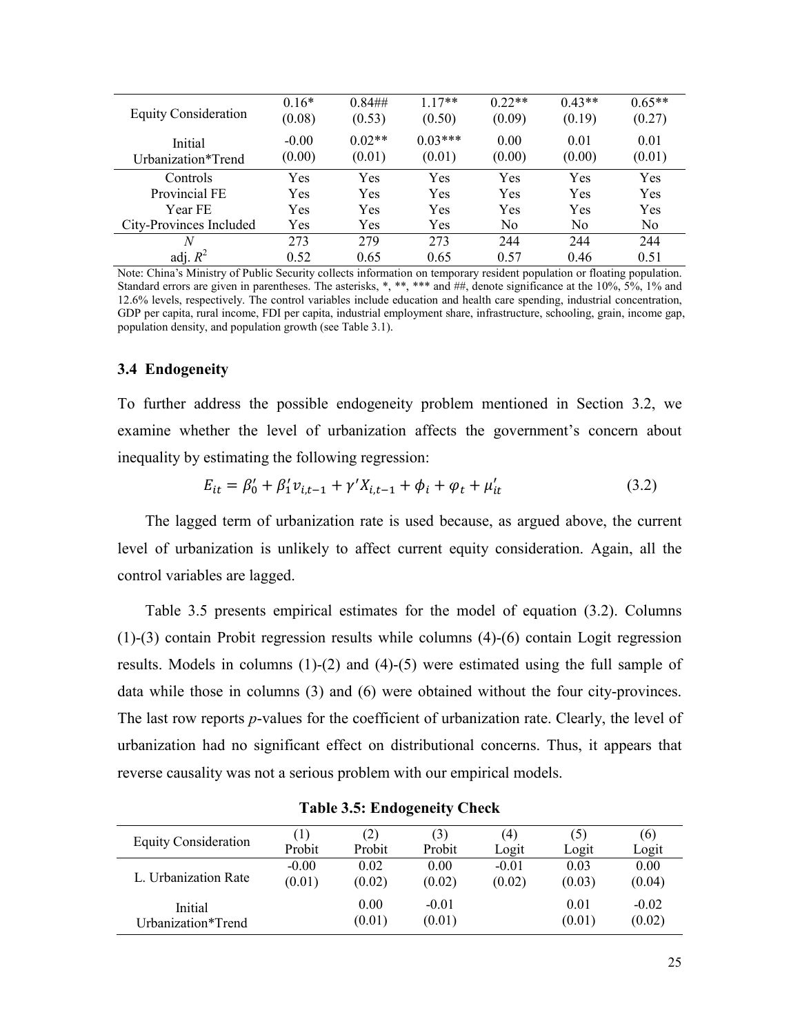| | | | | | | |
|---|---|---|---|---|---|---|
| Equity Consideration | 0.16* (0.08) | 0.84## (0.53) | 1.17** (0.50) | 0.22** (0.09) | 0.43** (0.19) | 0.65** (0.27) |
| Initial Urbanization*Trend | -0.00 (0.00) | 0.02** (0.01) | 0.03*** (0.01) | 0.00 (0.00) | 0.01 (0.00) | 0.01 (0.01) |
| Controls | Yes | Yes | Yes | Yes | Yes | Yes |
| Provincial FE | Yes | Yes | Yes | Yes | Yes | Yes |
| Year FE | Yes | Yes | Yes | Yes | Yes | Yes |
| City-Provinces Included | Yes | Yes | Yes | No | No | No |
| $N$ | 273 | 279 | 273 | 244 | 244 | 244 |
| adj. $R^2$ | 0.52 | 0.65 | 0.65 | 0.57 | 0.46 | 0.51 |

Note: China's Ministry of Public Security collects information on temporary resident population or floating population. Standard errors are given in parentheses. The asterisks, *, **, *** and ##, denote significance at the 10%, 5%, 1% and 12.6% levels, respectively. The control variables include education and health care spending, industrial concentration, GDP per capita, rural income, FDI per capita, industrial employment share, infrastructure, schooling, grain, income gap, population density, and population growth (see Table 3.1).

### 3.4 Endogeneity

To further address the possible endogeneity problem mentioned in Section 3.2, we examine whether the level of urbanization affects the government's concern about inequality by estimating the following regression:

$$E_{it} = \beta_0' + \beta_1' v_{i,t-1} + \gamma' X_{i,t-1} + \phi_i + \varphi_t + \mu_{it}' \tag{3.2}$$

The lagged term of urbanization rate is used because, as argued above, the current level of urbanization is unlikely to affect current equity consideration. Again, all the control variables are lagged.

Table 3.5 presents empirical estimates for the model of equation (3.2). Columns (1)-(3) contain Probit regression results while columns (4)-(6) contain Logit regression results. Models in columns (1)-(2) and (4)-(5) were estimated using the full sample of data while those in columns (3) and (6) were obtained without the four city-provinces. The last row reports *p*-values for the coefficient of urbanization rate. Clearly, the level of urbanization had no significant effect on distributional concerns. Thus, it appears that reverse causality was not a serious problem with our empirical models.

**Table 3.5: Endogeneity Check**

| Equity Consideration | (1) Probit | (2) Probit | (3) Probit | (4) Logit | (5) Logit | (6) Logit |
|---|---|---|---|---|---|---|
| L. Urbanization Rate | -0.00 (0.01) | 0.02 (0.02) | 0.00 (0.02) | -0.01 (0.02) | 0.03 (0.03) | 0.00 (0.04) |
| Initial Urbanization*Trend | | 0.00 (0.01) | -0.01 (0.01) | | 0.01 (0.01) | -0.02 (0.02) |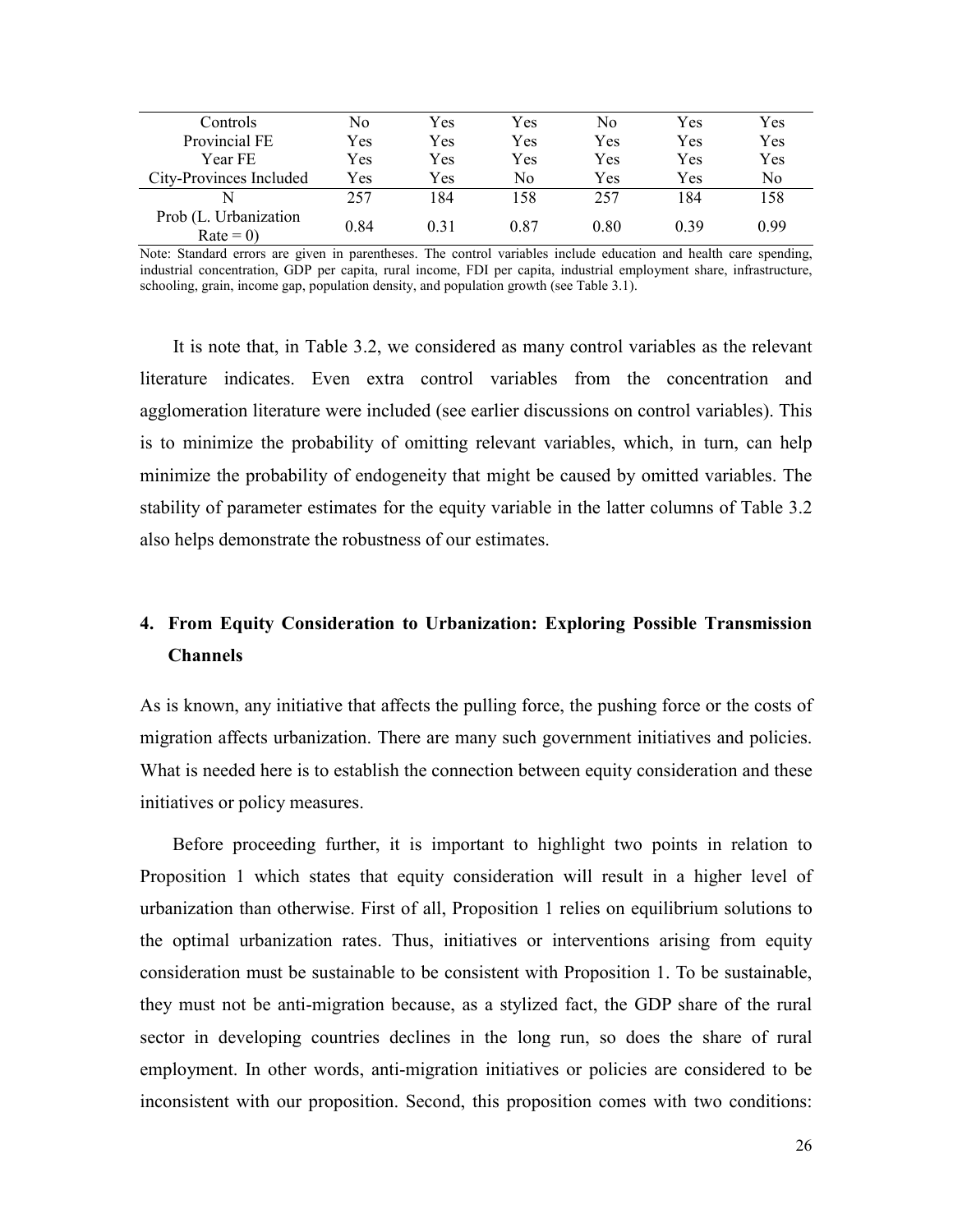| Controls | No | Yes | Yes | No | Yes | Yes |
|---|---|---|---|---|---|---|
| Provincial FE | Yes | Yes | Yes | Yes | Yes | Yes |
| Year FE | Yes | Yes | Yes | Yes | Yes | Yes |
| City-Provinces Included | Yes | Yes | No | Yes | Yes | No |
| N | 257 | 184 | 158 | 257 | 184 | 158 |
| Prob (L. Urbanization Rate = 0) | 0.84 | 0.31 | 0.87 | 0.80 | 0.39 | 0.99 |

Note: Standard errors are given in parentheses. The control variables include education and health care spending, industrial concentration, GDP per capita, rural income, FDI per capita, industrial employment share, infrastructure, schooling, grain, income gap, population density, and population growth (see Table 3.1).

It is note that, in Table 3.2, we considered as many control variables as the relevant literature indicates. Even extra control variables from the concentration and agglomeration literature were included (see earlier discussions on control variables). This is to minimize the probability of omitting relevant variables, which, in turn, can help minimize the probability of endogeneity that might be caused by omitted variables. The stability of parameter estimates for the equity variable in the latter columns of Table 3.2 also helps demonstrate the robustness of our estimates.

## 4. From Equity Consideration to Urbanization: Exploring Possible Transmission Channels

As is known, any initiative that affects the pulling force, the pushing force or the costs of migration affects urbanization. There are many such government initiatives and policies. What is needed here is to establish the connection between equity consideration and these initiatives or policy measures.

Before proceeding further, it is important to highlight two points in relation to Proposition 1 which states that equity consideration will result in a higher level of urbanization than otherwise. First of all, Proposition 1 relies on equilibrium solutions to the optimal urbanization rates. Thus, initiatives or interventions arising from equity consideration must be sustainable to be consistent with Proposition 1. To be sustainable, they must not be anti-migration because, as a stylized fact, the GDP share of the rural sector in developing countries declines in the long run, so does the share of rural employment. In other words, anti-migration initiatives or policies are considered to be inconsistent with our proposition. Second, this proposition comes with two conditions: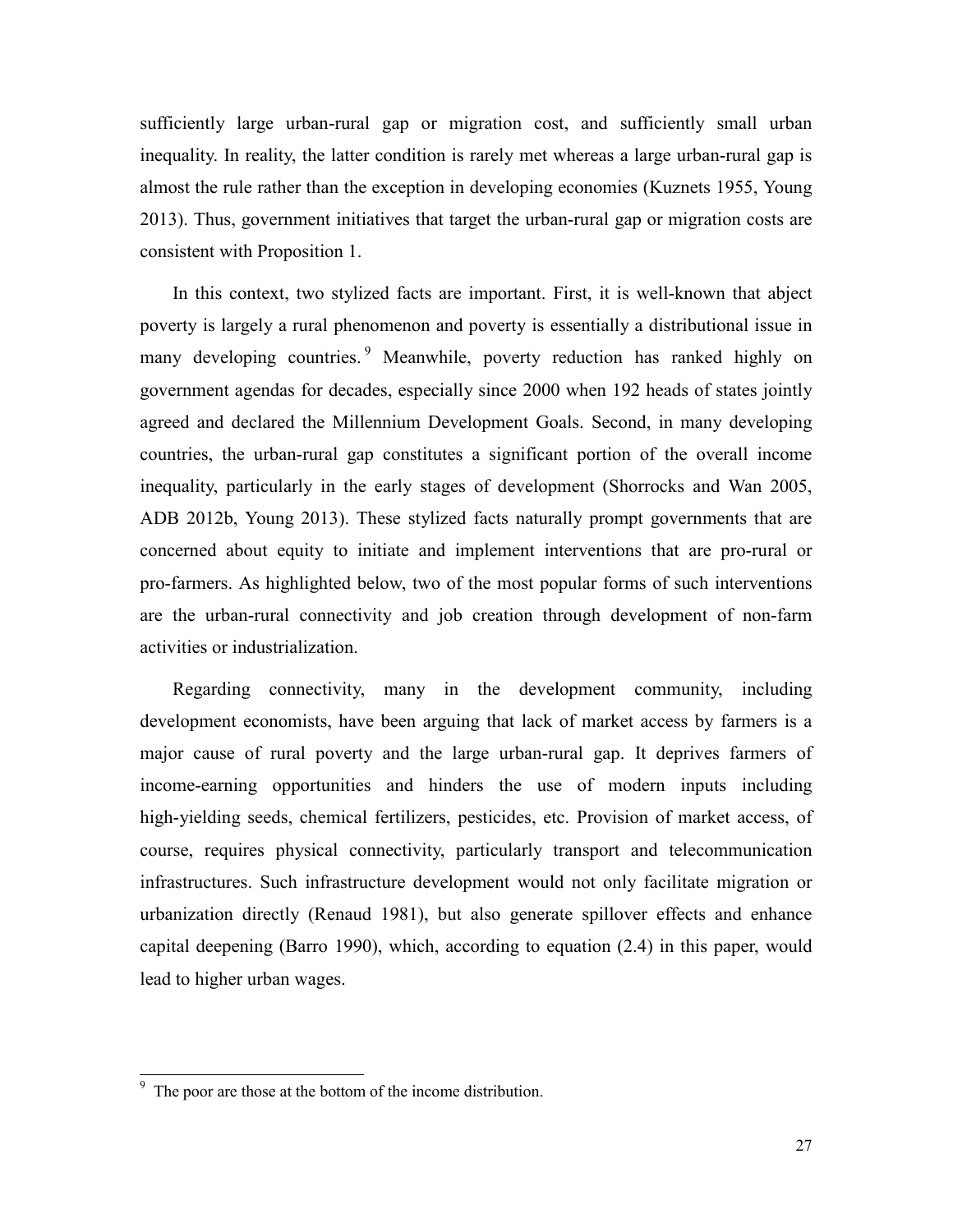sufficiently large urban-rural gap or migration cost, and sufficiently small urban inequality. In reality, the latter condition is rarely met whereas a large urban-rural gap is almost the rule rather than the exception in developing economies (Kuznets 1955, Young 2013). Thus, government initiatives that target the urban-rural gap or migration costs are consistent with Proposition 1.

In this context, two stylized facts are important. First, it is well-known that abject poverty is largely a rural phenomenon and poverty is essentially a distributional issue in many developing countries.[9] Meanwhile, poverty reduction has ranked highly on government agendas for decades, especially since 2000 when 192 heads of states jointly agreed and declared the Millennium Development Goals. Second, in many developing countries, the urban-rural gap constitutes a significant portion of the overall income inequality, particularly in the early stages of development (Shorrocks and Wan 2005, ADB 2012b, Young 2013). These stylized facts naturally prompt governments that are concerned about equity to initiate and implement interventions that are pro-rural or pro-farmers. As highlighted below, two of the most popular forms of such interventions are the urban-rural connectivity and job creation through development of non-farm activities or industrialization.

Regarding connectivity, many in the development community, including development economists, have been arguing that lack of market access by farmers is a major cause of rural poverty and the large urban-rural gap. It deprives farmers of income-earning opportunities and hinders the use of modern inputs including high-yielding seeds, chemical fertilizers, pesticides, etc. Provision of market access, of course, requires physical connectivity, particularly transport and telecommunication infrastructures. Such infrastructure development would not only facilitate migration or urbanization directly (Renaud 1981), but also generate spillover effects and enhance capital deepening (Barro 1990), which, according to equation (2.4) in this paper, would lead to higher urban wages.

[9] The poor are those at the bottom of the income distribution.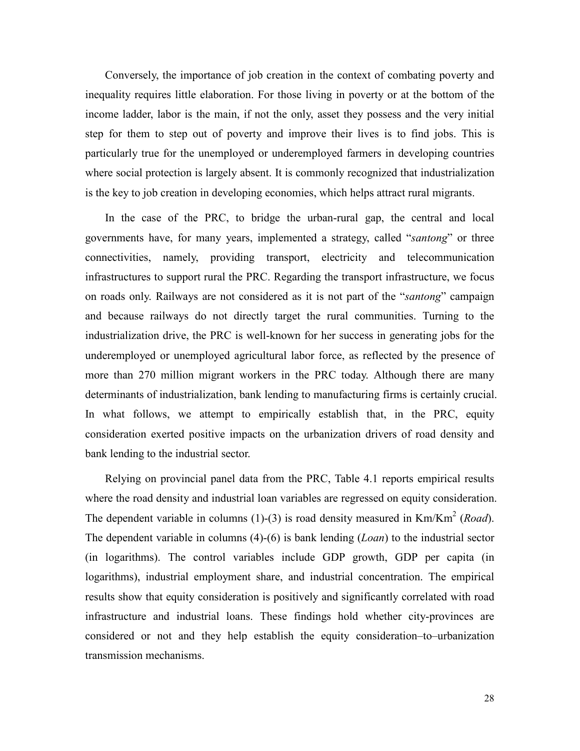Conversely, the importance of job creation in the context of combating poverty and inequality requires little elaboration. For those living in poverty or at the bottom of the income ladder, labor is the main, if not the only, asset they possess and the very initial step for them to step out of poverty and improve their lives is to find jobs. This is particularly true for the unemployed or underemployed farmers in developing countries where social protection is largely absent. It is commonly recognized that industrialization is the key to job creation in developing economies, which helps attract rural migrants.

In the case of the PRC, to bridge the urban-rural gap, the central and local governments have, for many years, implemented a strategy, called "*santong*" or three connectivities, namely, providing transport, electricity and telecommunication infrastructures to support rural the PRC. Regarding the transport infrastructure, we focus on roads only. Railways are not considered as it is not part of the "*santong*" campaign and because railways do not directly target the rural communities. Turning to the industrialization drive, the PRC is well-known for her success in generating jobs for the underemployed or unemployed agricultural labor force, as reflected by the presence of more than 270 million migrant workers in the PRC today. Although there are many determinants of industrialization, bank lending to manufacturing firms is certainly crucial. In what follows, we attempt to empirically establish that, in the PRC, equity consideration exerted positive impacts on the urbanization drivers of road density and bank lending to the industrial sector.

Relying on provincial panel data from the PRC, Table 4.1 reports empirical results where the road density and industrial loan variables are regressed on equity consideration. The dependent variable in columns (1)-(3) is road density measured in $Km/Km^2$ (*Road*). The dependent variable in columns (4)-(6) is bank lending (*Loan*) to the industrial sector (in logarithms). The control variables include GDP growth, GDP per capita (in logarithms), industrial employment share, and industrial concentration. The empirical results show that equity consideration is positively and significantly correlated with road infrastructure and industrial loans. These findings hold whether city-provinces are considered or not and they help establish the equity consideration–to–urbanization transmission mechanisms.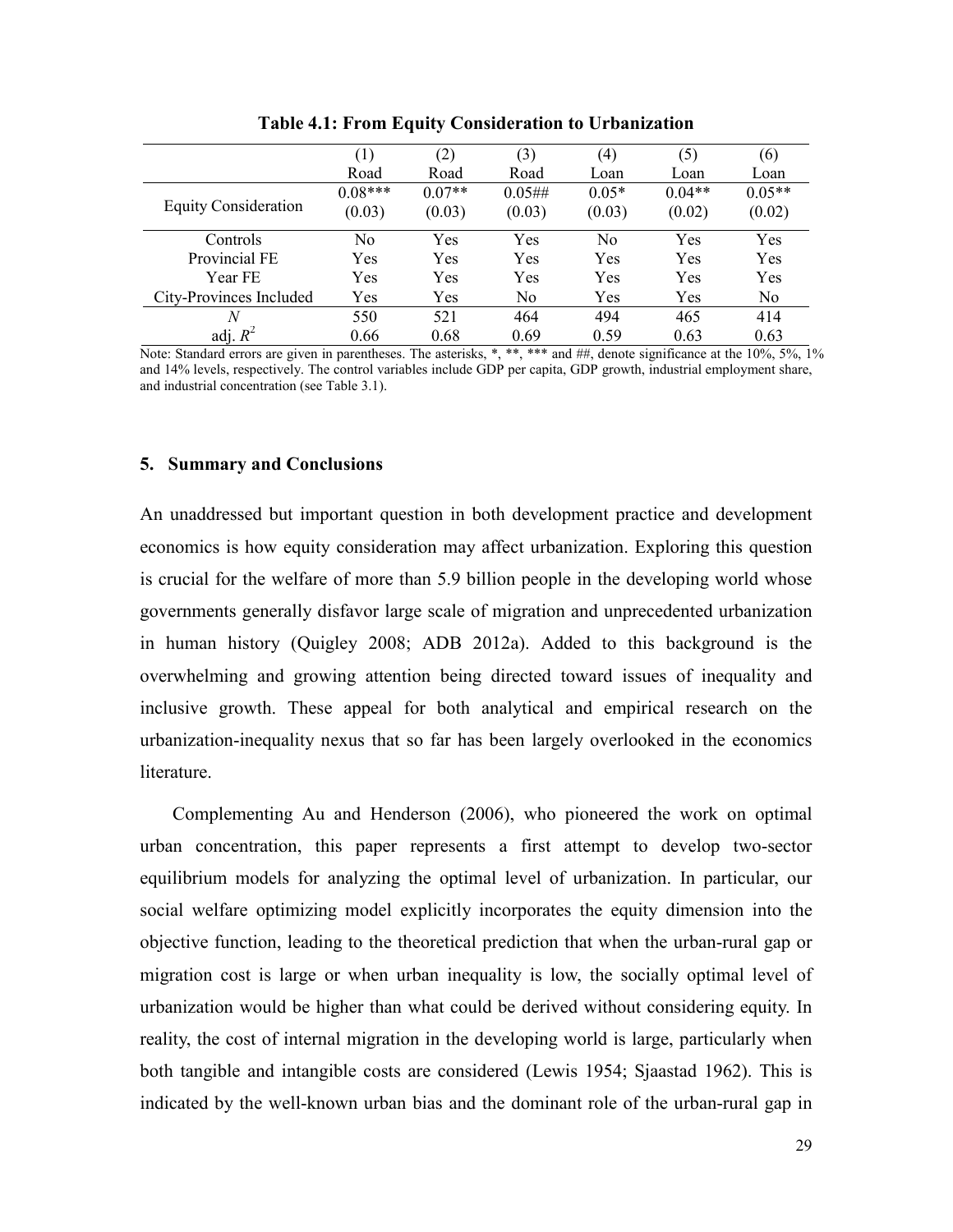**Table 4.1: From Equity Consideration to Urbanization**

| | (1) Road | (2) Road | (3) Road | (4) Loan | (5) Loan | (6) Loan |
|---|---|---|---|---|---|---|
| Equity Consideration | 0.08*** (0.03) | 0.07** (0.03) | 0.05## (0.03) | 0.05* (0.03) | 0.04** (0.02) | 0.05** (0.02) |
| Controls | No | Yes | Yes | No | Yes | Yes |
| Provincial FE | Yes | Yes | Yes | Yes | Yes | Yes |
| Year FE | Yes | Yes | Yes | Yes | Yes | Yes |
| City-Provinces Included | Yes | Yes | No | Yes | Yes | No |
| $N$ | 550 | 521 | 464 | 494 | 465 | 414 |
| adj. $R^2$ | 0.66 | 0.68 | 0.69 | 0.59 | 0.63 | 0.63 |

Note: Standard errors are given in parentheses. The asterisks, *, **, *** and ##, denote significance at the 10%, 5%, 1% and 14% levels, respectively. The control variables include GDP per capita, GDP growth, industrial employment share, and industrial concentration (see Table 3.1).

## 5. Summary and Conclusions

An unaddressed but important question in both development practice and development economics is how equity consideration may affect urbanization. Exploring this question is crucial for the welfare of more than 5.9 billion people in the developing world whose governments generally disfavor large scale of migration and unprecedented urbanization in human history (Quigley 2008; ADB 2012a). Added to this background is the overwhelming and growing attention being directed toward issues of inequality and inclusive growth. These appeal for both analytical and empirical research on the urbanization-inequality nexus that so far has been largely overlooked in the economics literature.

Complementing Au and Henderson (2006), who pioneered the work on optimal urban concentration, this paper represents a first attempt to develop two-sector equilibrium models for analyzing the optimal level of urbanization. In particular, our social welfare optimizing model explicitly incorporates the equity dimension into the objective function, leading to the theoretical prediction that when the urban-rural gap or migration cost is large or when urban inequality is low, the socially optimal level of urbanization would be higher than what could be derived without considering equity. In reality, the cost of internal migration in the developing world is large, particularly when both tangible and intangible costs are considered (Lewis 1954; Sjaastad 1962). This is indicated by the well-known urban bias and the dominant role of the urban-rural gap in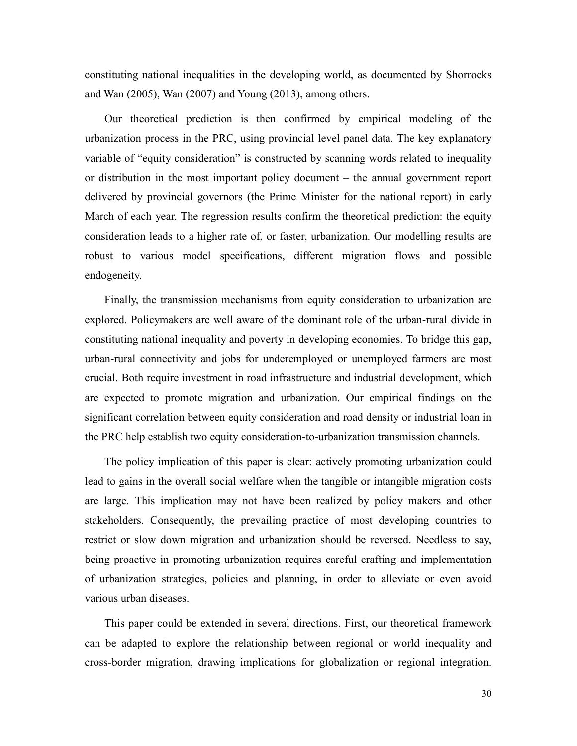constituting national inequalities in the developing world, as documented by Shorrocks and Wan (2005), Wan (2007) and Young (2013), among others.

Our theoretical prediction is then confirmed by empirical modeling of the urbanization process in the PRC, using provincial level panel data. The key explanatory variable of "equity consideration" is constructed by scanning words related to inequality or distribution in the most important policy document – the annual government report delivered by provincial governors (the Prime Minister for the national report) in early March of each year. The regression results confirm the theoretical prediction: the equity consideration leads to a higher rate of, or faster, urbanization. Our modelling results are robust to various model specifications, different migration flows and possible endogeneity.

Finally, the transmission mechanisms from equity consideration to urbanization are explored. Policymakers are well aware of the dominant role of the urban-rural divide in constituting national inequality and poverty in developing economies. To bridge this gap, urban-rural connectivity and jobs for underemployed or unemployed farmers are most crucial. Both require investment in road infrastructure and industrial development, which are expected to promote migration and urbanization. Our empirical findings on the significant correlation between equity consideration and road density or industrial loan in the PRC help establish two equity consideration-to-urbanization transmission channels.

The policy implication of this paper is clear: actively promoting urbanization could lead to gains in the overall social welfare when the tangible or intangible migration costs are large. This implication may not have been realized by policy makers and other stakeholders. Consequently, the prevailing practice of most developing countries to restrict or slow down migration and urbanization should be reversed. Needless to say, being proactive in promoting urbanization requires careful crafting and implementation of urbanization strategies, policies and planning, in order to alleviate or even avoid various urban diseases.

This paper could be extended in several directions. First, our theoretical framework can be adapted to explore the relationship between regional or world inequality and cross-border migration, drawing implications for globalization or regional integration.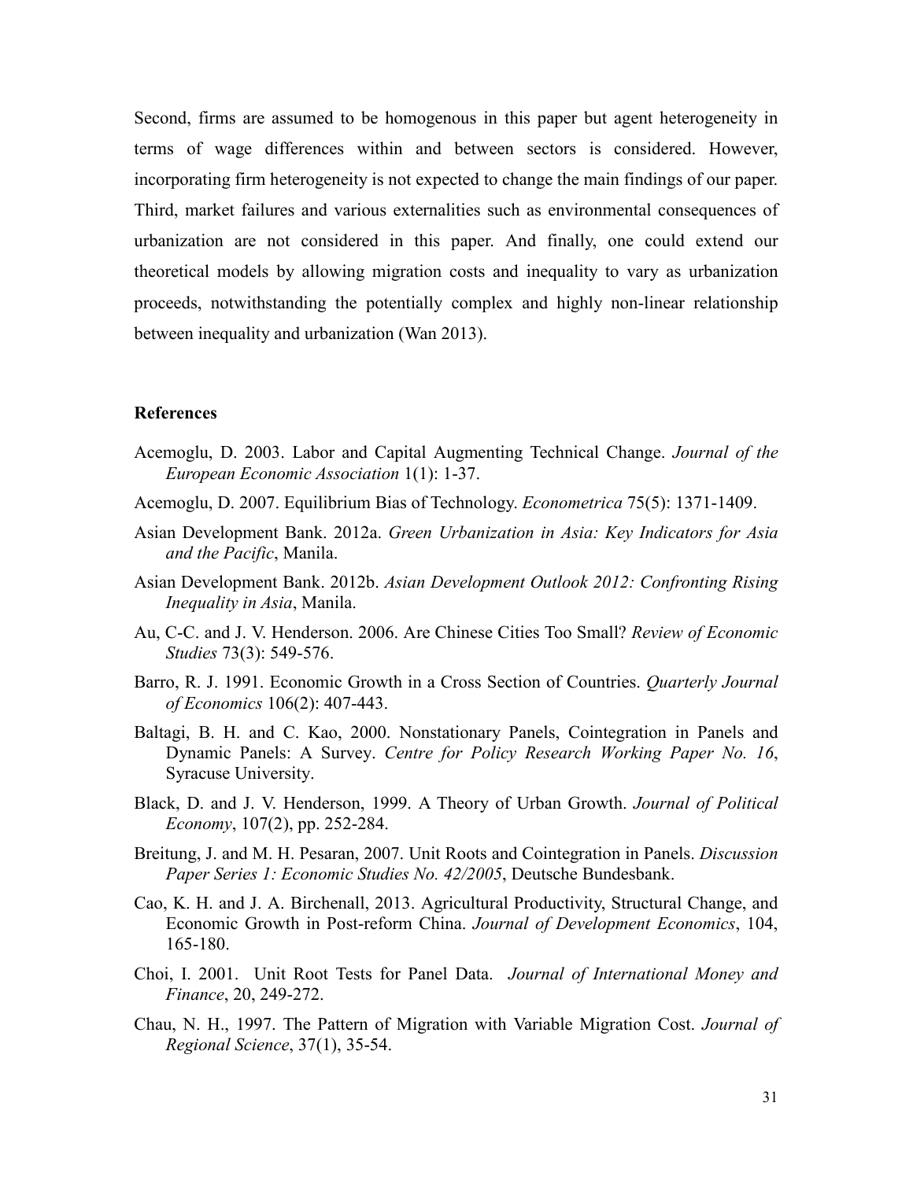Second, firms are assumed to be homogenous in this paper but agent heterogeneity in terms of wage differences within and between sectors is considered. However, incorporating firm heterogeneity is not expected to change the main findings of our paper. Third, market failures and various externalities such as environmental consequences of urbanization are not considered in this paper. And finally, one could extend our theoretical models by allowing migration costs and inequality to vary as urbanization proceeds, notwithstanding the potentially complex and highly non-linear relationship between inequality and urbanization (Wan 2013).

### References

Acemoglu, D. 2003. Labor and Capital Augmenting Technical Change. *Journal of the European Economic Association* 1(1): 1-37.

Acemoglu, D. 2007. Equilibrium Bias of Technology. *Econometrica* 75(5): 1371-1409.

Asian Development Bank. 2012a. *Green Urbanization in Asia: Key Indicators for Asia and the Pacific*, Manila.

Asian Development Bank. 2012b. *Asian Development Outlook 2012: Confronting Rising Inequality in Asia*, Manila.

Au, C-C. and J. V. Henderson. 2006. Are Chinese Cities Too Small? *Review of Economic Studies* 73(3): 549-576.

Barro, R. J. 1991. Economic Growth in a Cross Section of Countries. *Quarterly Journal of Economics* 106(2): 407-443.

Baltagi, B. H. and C. Kao, 2000. Nonstationary Panels, Cointegration in Panels and Dynamic Panels: A Survey. *Centre for Policy Research Working Paper No. 16*, Syracuse University.

Black, D. and J. V. Henderson, 1999. A Theory of Urban Growth. *Journal of Political Economy*, 107(2), pp. 252-284.

Breitung, J. and M. H. Pesaran, 2007. Unit Roots and Cointegration in Panels. *Discussion Paper Series 1: Economic Studies No. 42/2005*, Deutsche Bundesbank.

Cao, K. H. and J. A. Birchenall, 2013. Agricultural Productivity, Structural Change, and Economic Growth in Post-reform China. *Journal of Development Economics*, 104, 165-180.

Choi, I. 2001. Unit Root Tests for Panel Data. *Journal of International Money and Finance*, 20, 249-272.

Chau, N. H., 1997. The Pattern of Migration with Variable Migration Cost. *Journal of Regional Science*, 37(1), 35-54.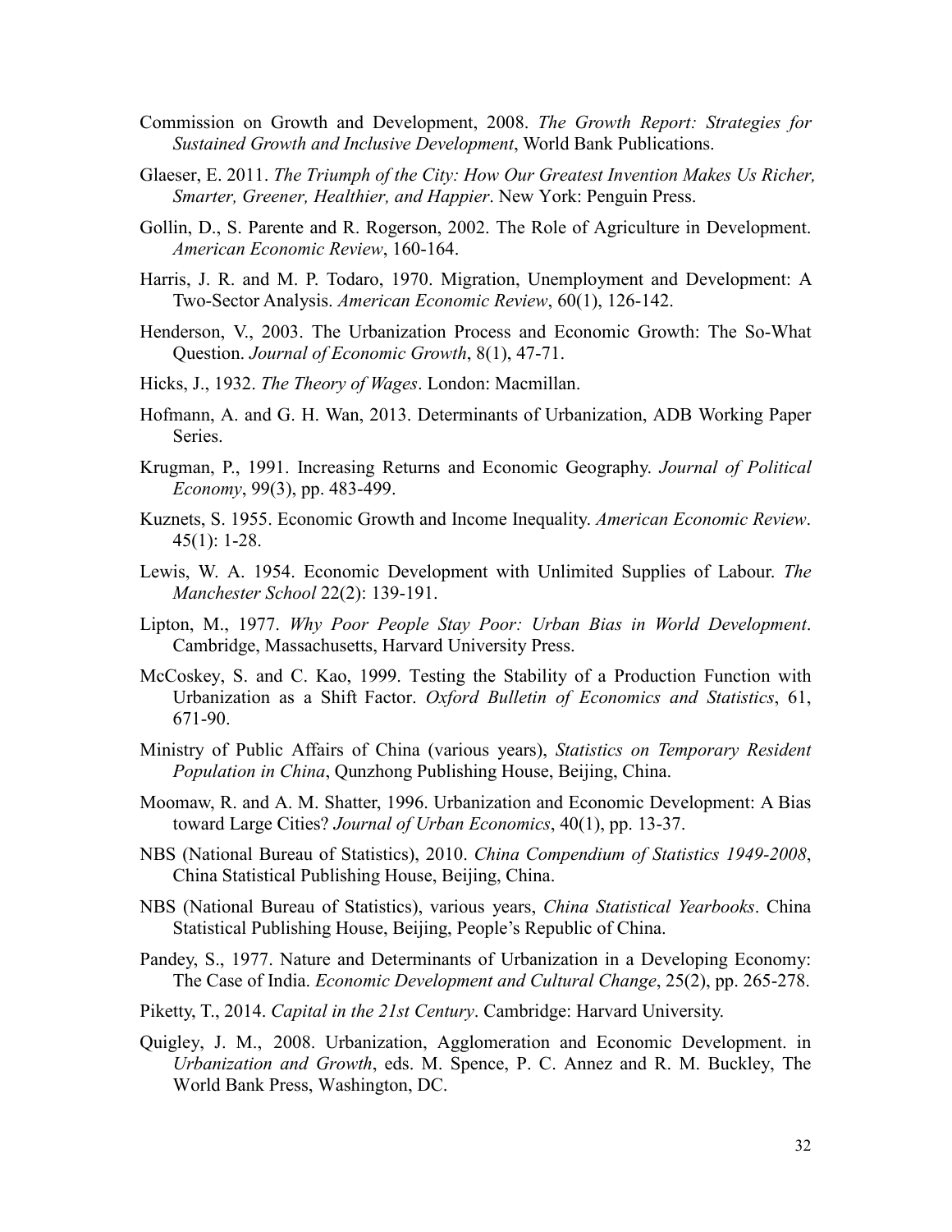Commission on Growth and Development, 2008. *The Growth Report: Strategies for Sustained Growth and Inclusive Development*, World Bank Publications.

Glaeser, E. 2011. *The Triumph of the City: How Our Greatest Invention Makes Us Richer, Smarter, Greener, Healthier, and Happier*. New York: Penguin Press.

Gollin, D., S. Parente and R. Rogerson, 2002. The Role of Agriculture in Development. *American Economic Review*, 160-164.

Harris, J. R. and M. P. Todaro, 1970. Migration, Unemployment and Development: A Two-Sector Analysis. *American Economic Review*, 60(1), 126-142.

Henderson, V., 2003. The Urbanization Process and Economic Growth: The So-What Question. *Journal of Economic Growth*, 8(1), 47-71.

Hicks, J., 1932. *The Theory of Wages*. London: Macmillan.

Hofmann, A. and G. H. Wan, 2013. Determinants of Urbanization, ADB Working Paper Series.

Krugman, P., 1991. Increasing Returns and Economic Geography. *Journal of Political Economy*, 99(3), pp. 483-499.

Kuznets, S. 1955. Economic Growth and Income Inequality. *American Economic Review*. 45(1): 1-28.

Lewis, W. A. 1954. Economic Development with Unlimited Supplies of Labour. *The Manchester School* 22(2): 139-191.

Lipton, M., 1977. *Why Poor People Stay Poor: Urban Bias in World Development*. Cambridge, Massachusetts, Harvard University Press.

McCoskey, S. and C. Kao, 1999. Testing the Stability of a Production Function with Urbanization as a Shift Factor. *Oxford Bulletin of Economics and Statistics*, 61, 671-90.

Ministry of Public Affairs of China (various years), *Statistics on Temporary Resident Population in China*, Qunzhong Publishing House, Beijing, China.

Moomaw, R. and A. M. Shatter, 1996. Urbanization and Economic Development: A Bias toward Large Cities? *Journal of Urban Economics*, 40(1), pp. 13-37.

NBS (National Bureau of Statistics), 2010. *China Compendium of Statistics 1949-2008*, China Statistical Publishing House, Beijing, China.

NBS (National Bureau of Statistics), various years, *China Statistical Yearbooks*. China Statistical Publishing House, Beijing, People's Republic of China.

Pandey, S., 1977. Nature and Determinants of Urbanization in a Developing Economy: The Case of India. *Economic Development and Cultural Change*, 25(2), pp. 265-278.

Piketty, T., 2014. *Capital in the 21st Century*. Cambridge: Harvard University.

Quigley, J. M., 2008. Urbanization, Agglomeration and Economic Development. in *Urbanization and Growth*, eds. M. Spence, P. C. Annez and R. M. Buckley, The World Bank Press, Washington, DC.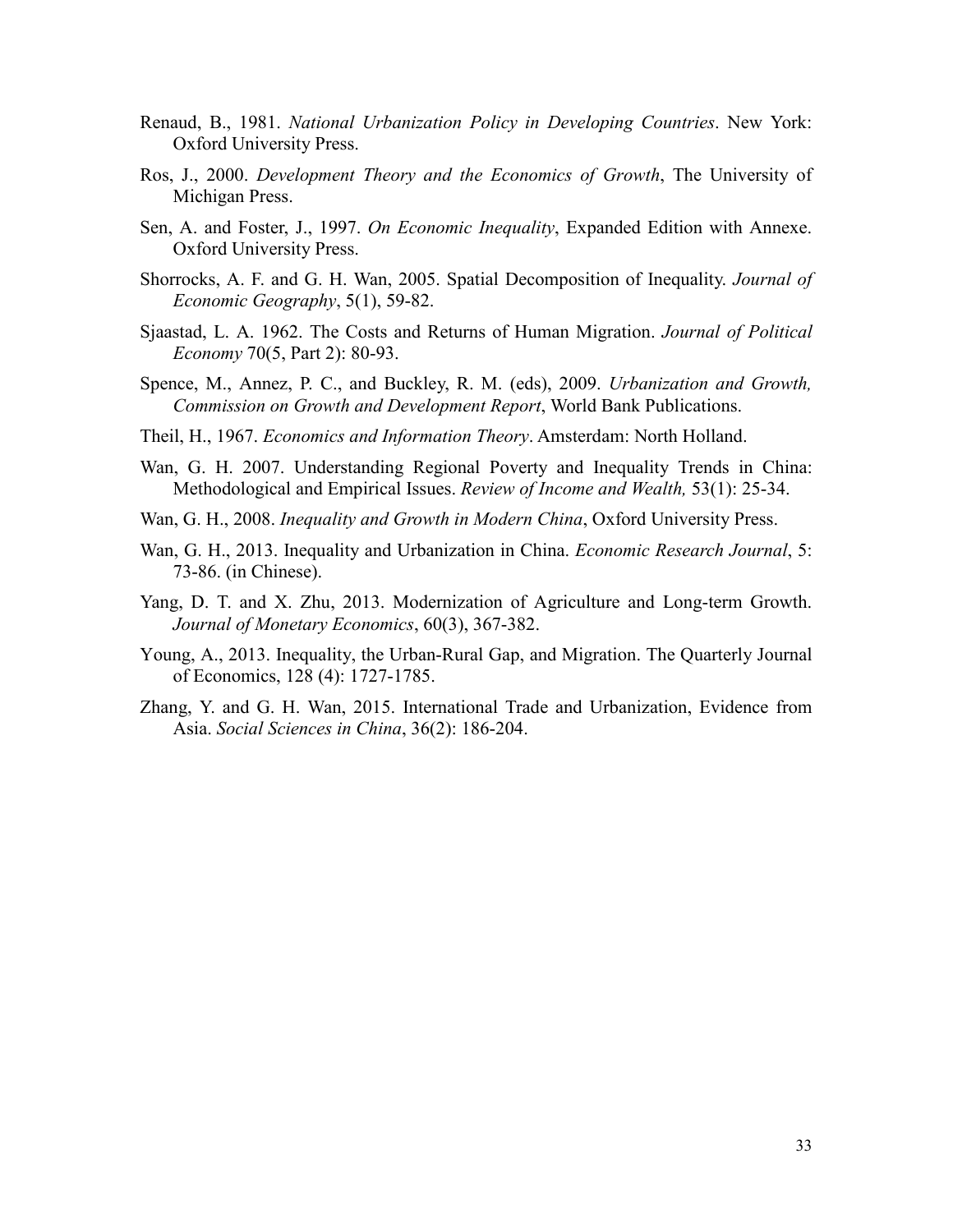Renaud, B., 1981. *National Urbanization Policy in Developing Countries*. New York: Oxford University Press.

Ros, J., 2000. *Development Theory and the Economics of Growth*, The University of Michigan Press.

Sen, A. and Foster, J., 1997. *On Economic Inequality*, Expanded Edition with Annexe. Oxford University Press.

Shorrocks, A. F. and G. H. Wan, 2005. Spatial Decomposition of Inequality. *Journal of Economic Geography*, 5(1), 59-82.

Sjaastad, L. A. 1962. The Costs and Returns of Human Migration. *Journal of Political Economy* 70(5, Part 2): 80-93.

Spence, M., Annez, P. C., and Buckley, R. M. (eds), 2009. *Urbanization and Growth, Commission on Growth and Development Report*, World Bank Publications.

Theil, H., 1967. *Economics and Information Theory*. Amsterdam: North Holland.

Wan, G. H. 2007. Understanding Regional Poverty and Inequality Trends in China: Methodological and Empirical Issues. *Review of Income and Wealth,* 53(1): 25-34.

Wan, G. H., 2008. *Inequality and Growth in Modern China*, Oxford University Press.

Wan, G. H., 2013. Inequality and Urbanization in China. *Economic Research Journal*, 5: 73-86. (in Chinese).

Yang, D. T. and X. Zhu, 2013. Modernization of Agriculture and Long-term Growth. *Journal of Monetary Economics*, 60(3), 367-382.

Young, A., 2013. Inequality, the Urban-Rural Gap, and Migration. The Quarterly Journal of Economics, 128 (4): 1727-1785.

Zhang, Y. and G. H. Wan, 2015. International Trade and Urbanization, Evidence from Asia. *Social Sciences in China*, 36(2): 186-204.